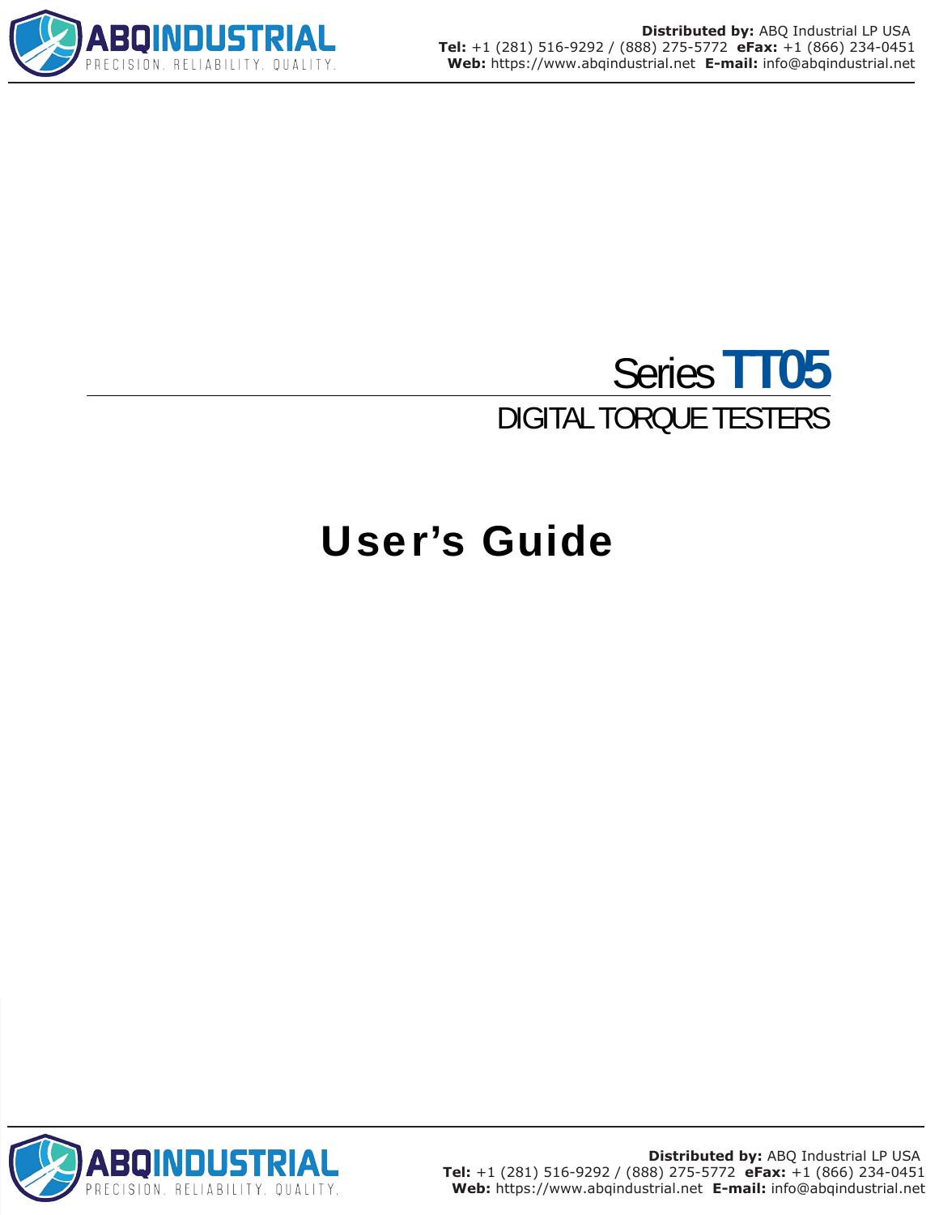# Series TT05

## DIGITAL TORQUE TESTERS

# User's Guide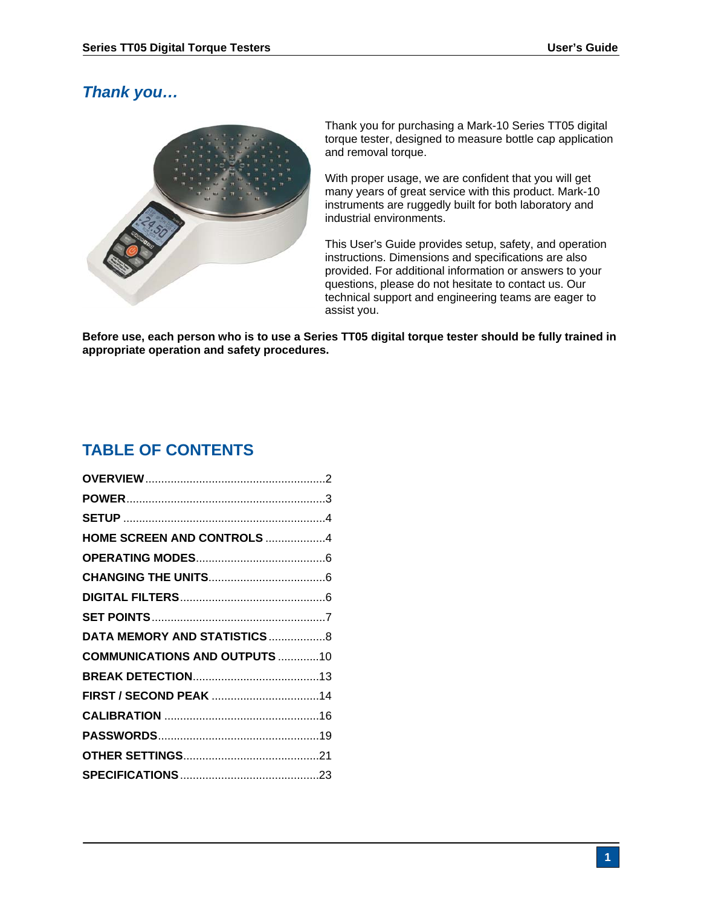## *Thank you…*

Thank you for purchasing a Mark-10 Series TT05 digital torque tester, designed to measure bottle cap application and removal torque.

With proper usage, we are confident that you will get many years of great service with this product. Mark-10 instruments are ruggedly built for both laboratory and industrial environments.

This User's Guide provides setup, safety, and operation instructions. Dimensions and specifications are also provided. For additional information or answers to your questions, please do not hesitate to contact us. Our technical support and engineering teams are eager to assist you.

**Before use, each person who is to use a Series TT05 digital torque tester should be fully trained in appropriate operation and safety procedures.**

# TABLE OF CONTENTS

**OVERVIEW**........................................................2
**POWER**..............................................................3
**SETUP**...............................................................4
**HOME SCREEN AND CONTROLS**..................4
**OPERATING MODES**.........................................6
**CHANGING THE UNITS**....................................6
**DIGITAL FILTERS**.............................................6
**SET POINTS**......................................................7
**DATA MEMORY AND STATISTICS**..................8
**COMMUNICATIONS AND OUTPUTS**.............10
**BREAK DETECTION**........................................13
**FIRST / SECOND PEAK**..................................14
**CALIBRATION**.................................................16
**PASSWORDS**...................................................19
**OTHER SETTINGS**...........................................21
**SPECIFICATIONS**............................................23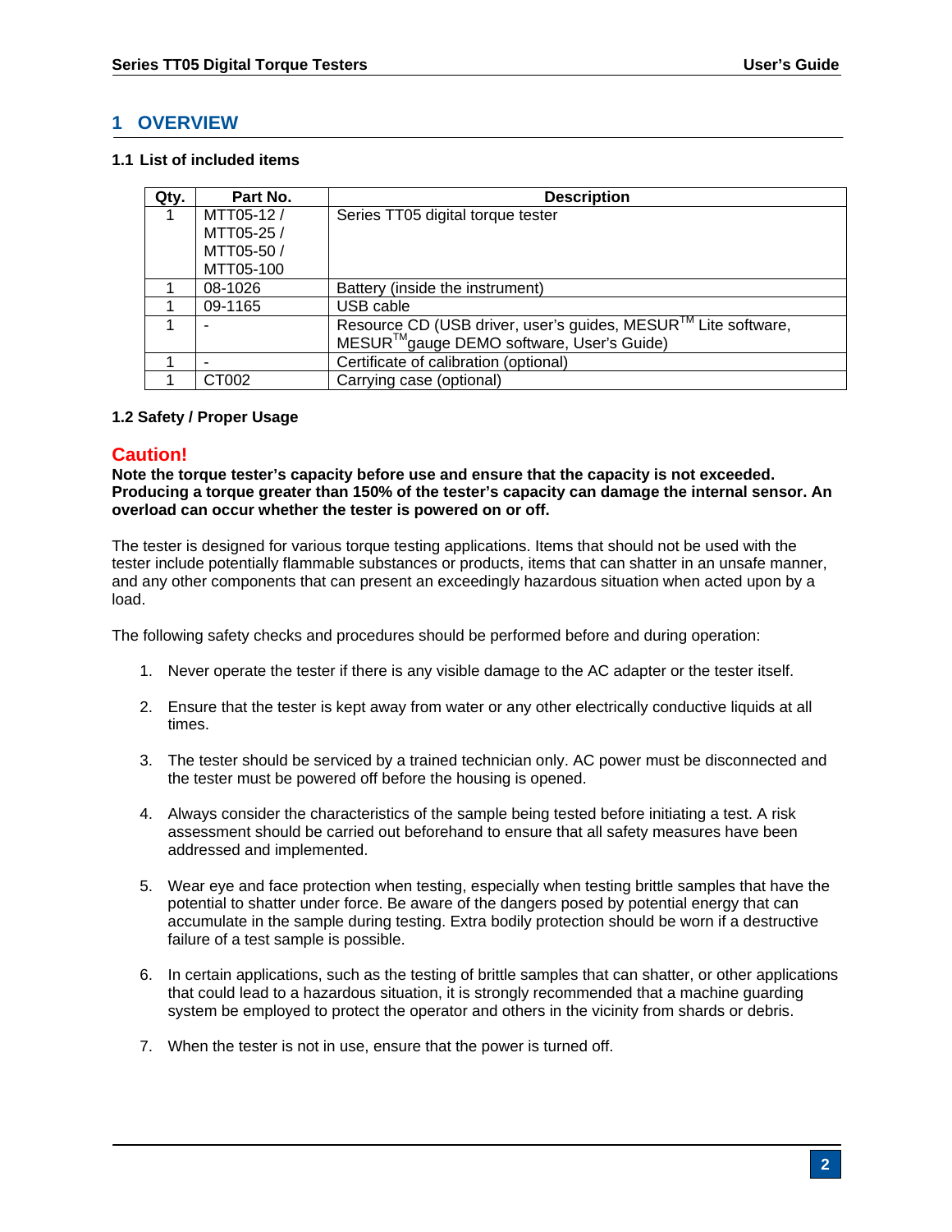## 1 OVERVIEW

### 1.1 List of included items

| Qty. | Part No. | Description |
|---|---|---|
| 1 | MTT05-12 / MTT05-25 / MTT05-50 / MTT05-100 | Series TT05 digital torque tester |
| 1 | 08-1026 | Battery (inside the instrument) |
| 1 | 09-1165 | USB cable |
| 1 | - | Resource CD (USB driver, user's guides, MESUR™ Lite software, MESUR™gauge DEMO software, User's Guide) |
| 1 | - | Certificate of calibration (optional) |
| 1 | CT002 | Carrying case (optional) |

### 1.2 Safety / Proper Usage

**Caution!**

**Note the torque tester's capacity before use and ensure that the capacity is not exceeded. Producing a torque greater than 150% of the tester's capacity can damage the internal sensor. An overload can occur whether the tester is powered on or off.**

The tester is designed for various torque testing applications. Items that should not be used with the tester include potentially flammable substances or products, items that can shatter in an unsafe manner, and any other components that can present an exceedingly hazardous situation when acted upon by a load.

The following safety checks and procedures should be performed before and during operation:

1. Never operate the tester if there is any visible damage to the AC adapter or the tester itself.

2. Ensure that the tester is kept away from water or any other electrically conductive liquids at all times.

3. The tester should be serviced by a trained technician only. AC power must be disconnected and the tester must be powered off before the housing is opened.

4. Always consider the characteristics of the sample being tested before initiating a test. A risk assessment should be carried out beforehand to ensure that all safety measures have been addressed and implemented.

5. Wear eye and face protection when testing, especially when testing brittle samples that have the potential to shatter under force. Be aware of the dangers posed by potential energy that can accumulate in the sample during testing. Extra bodily protection should be worn if a destructive failure of a test sample is possible.

6. In certain applications, such as the testing of brittle samples that can shatter, or other applications that could lead to a hazardous situation, it is strongly recommended that a machine guarding system be employed to protect the operator and others in the vicinity from shards or debris.

7. When the tester is not in use, ensure that the power is turned off.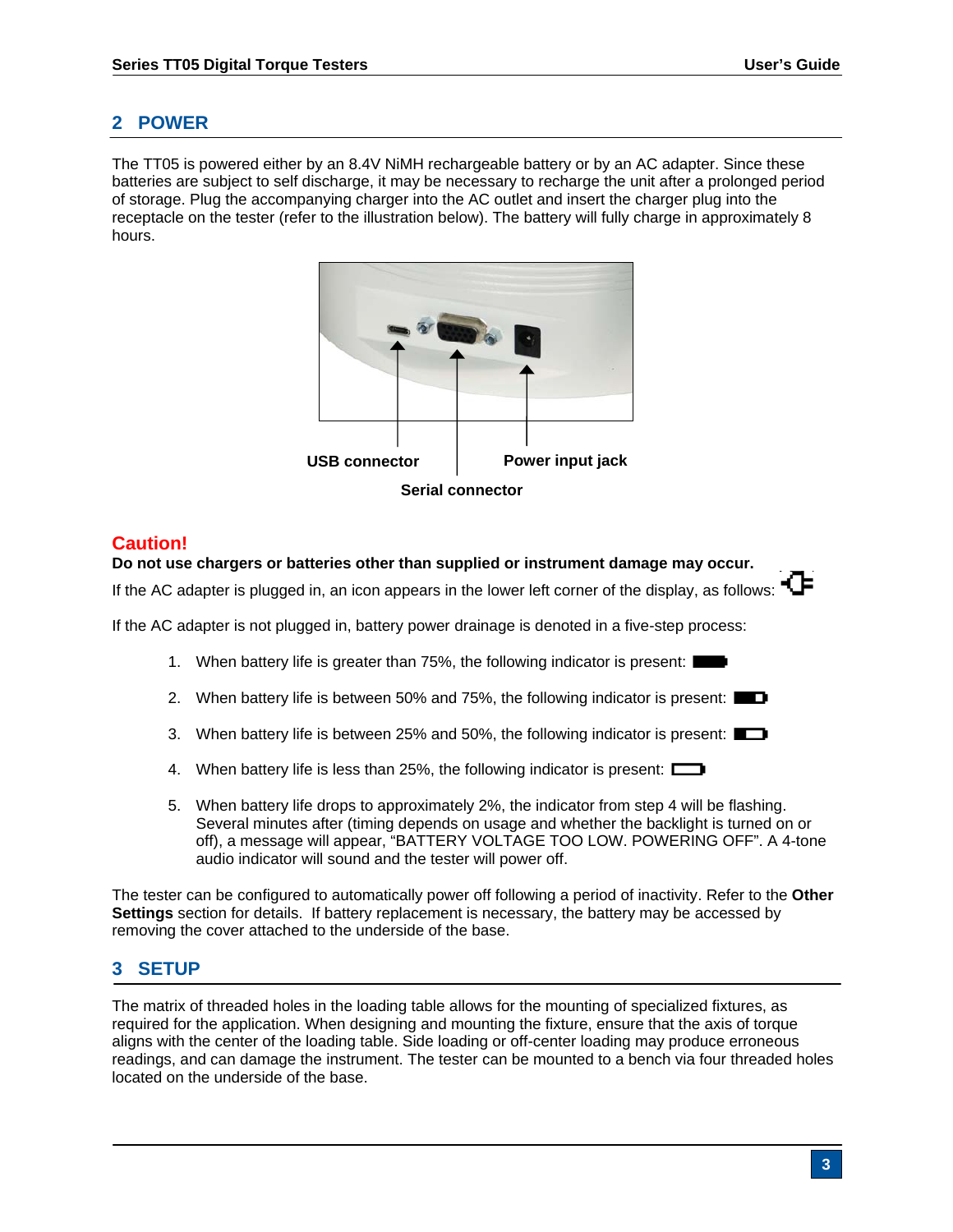## 2 POWER

The TT05 is powered either by an 8.4V NiMH rechargeable battery or by an AC adapter. Since these batteries are subject to self discharge, it may be necessary to recharge the unit after a prolonged period of storage. Plug the accompanying charger into the AC outlet and insert the charger plug into the receptacle on the tester (refer to the illustration below). The battery will fully charge in approximately 8 hours.

USB connector

Power input jack

Serial connector

**Caution!**

**Do not use chargers or batteries other than supplied or instrument damage may occur.**

If the AC adapter is plugged in, an icon appears in the lower left corner of the display, as follows:

If the AC adapter is not plugged in, battery power drainage is denoted in a five-step process:

1. When battery life is greater than 75%, the following indicator is present:
2. When battery life is between 50% and 75%, the following indicator is present:
3. When battery life is between 25% and 50%, the following indicator is present:
4. When battery life is less than 25%, the following indicator is present:
5. When battery life drops to approximately 2%, the indicator from step 4 will be flashing. Several minutes after (timing depends on usage and whether the backlight is turned on or off), a message will appear, "BATTERY VOLTAGE TOO LOW. POWERING OFF". A 4-tone audio indicator will sound and the tester will power off.

The tester can be configured to automatically power off following a period of inactivity. Refer to the **Other Settings** section for details. If battery replacement is necessary, the battery may be accessed by removing the cover attached to the underside of the base.

## 3 SETUP

The matrix of threaded holes in the loading table allows for the mounting of specialized fixtures, as required for the application. When designing and mounting the fixture, ensure that the axis of torque aligns with the center of the loading table. Side loading or off-center loading may produce erroneous readings, and can damage the instrument. The tester can be mounted to a bench via four threaded holes located on the underside of the base.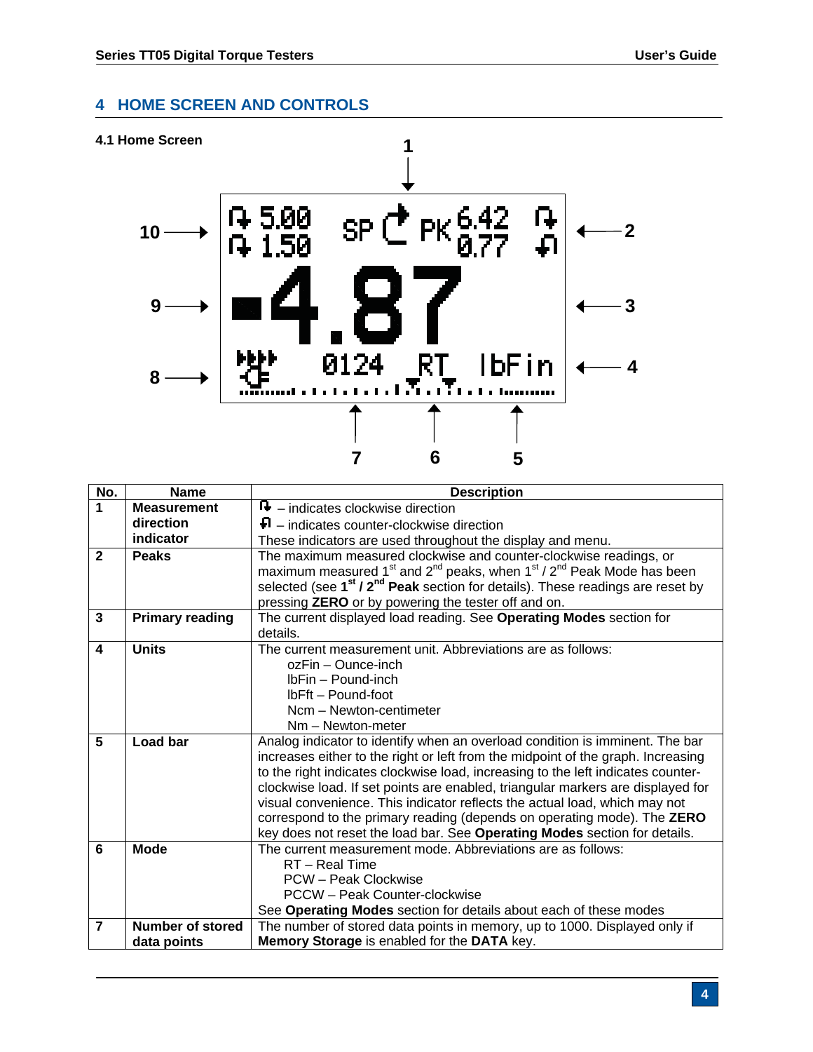# 4 HOME SCREEN AND CONTROLS

### 4.1 Home Screen

| No. | Name | Description |
|---|---|---|
| 1 | **Measurement direction indicator** | ↻ – indicates clockwise direction<br>↺ – indicates counter-clockwise direction<br>These indicators are used throughout the display and menu. |
| 2 | **Peaks** | The maximum measured clockwise and counter-clockwise readings, or maximum measured 1st and 2nd peaks, when 1st / 2nd Peak Mode has been selected (see **1st / 2nd Peak** section for details). These readings are reset by pressing **ZERO** or by powering the tester off and on. |
| 3 | **Primary reading** | The current displayed load reading. See **Operating Modes** section for details. |
| 4 | **Units** | The current measurement unit. Abbreviations are as follows:<br>ozFin – Ounce-inch<br>lbFin – Pound-inch<br>lbFft – Pound-foot<br>Ncm – Newton-centimeter<br>Nm – Newton-meter |
| 5 | **Load bar** | Analog indicator to identify when an overload condition is imminent. The bar increases either to the right or left from the midpoint of the graph. Increasing to the right indicates clockwise load, increasing to the left indicates counter-clockwise load. If set points are enabled, triangular markers are displayed for visual convenience. This indicator reflects the actual load, which may not correspond to the primary reading (depends on operating mode). The **ZERO** key does not reset the load bar. See **Operating Modes** section for details. |
| 6 | **Mode** | The current measurement mode. Abbreviations are as follows:<br>RT – Real Time<br>PCW – Peak Clockwise<br>PCCW – Peak Counter-clockwise<br>See **Operating Modes** section for details about each of these modes |
| 7 | **Number of stored data points** | The number of stored data points in memory, up to 1000. Displayed only if **Memory Storage** is enabled for the **DATA** key. |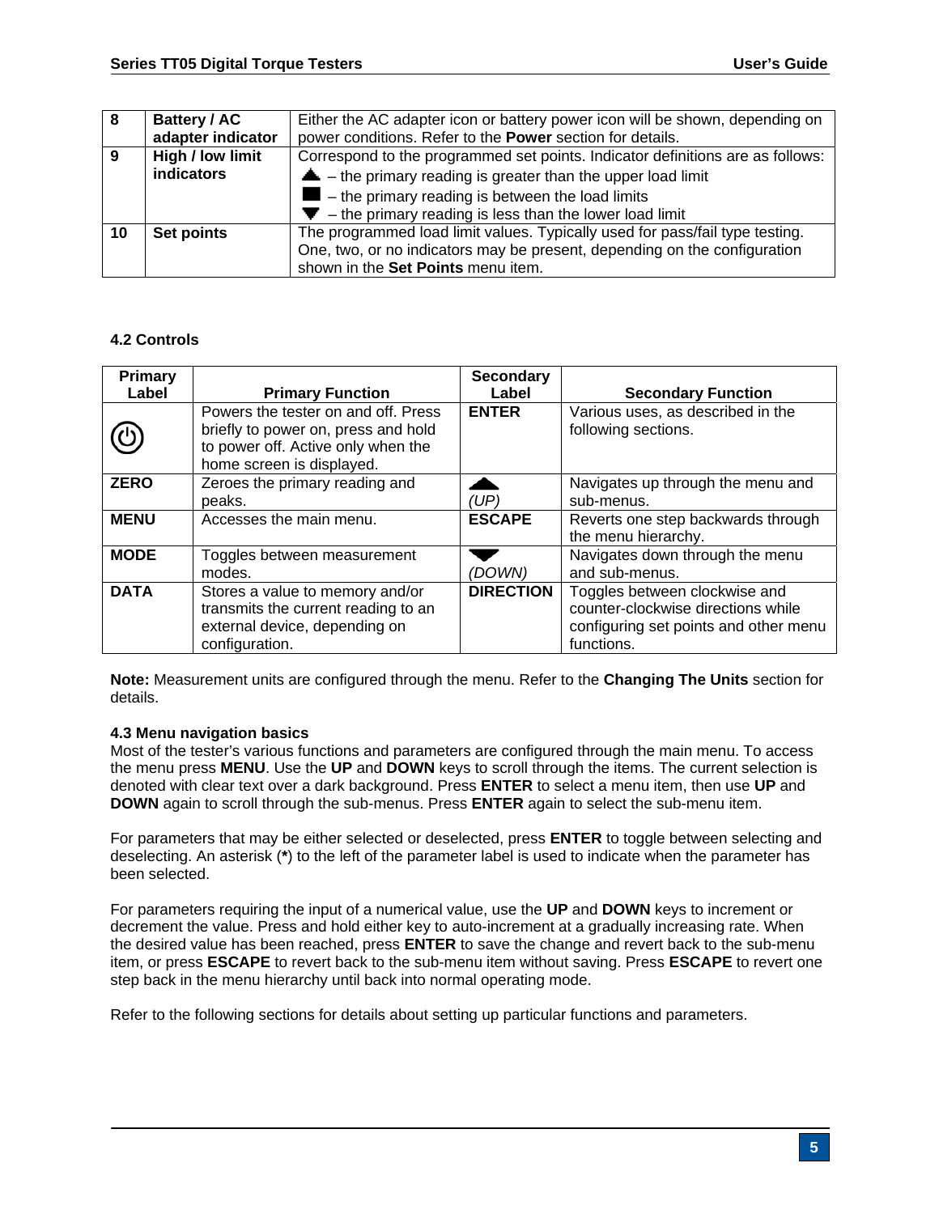| 8 | **Battery / AC adapter indicator** | Either the AC adapter icon or battery power icon will be shown, depending on power conditions. Refer to the **Power** section for details. |
|---|---|---|
| 9 | **High / low limit indicators** | Correspond to the programmed set points. Indicator definitions are as follows:<br>▲ – the primary reading is greater than the upper load limit<br>■ – the primary reading is between the load limits<br>▼ – the primary reading is less than the lower load limit |
| 10 | **Set points** | The programmed load limit values. Typically used for pass/fail type testing. One, two, or no indicators may be present, depending on the configuration shown in the **Set Points** menu item. |

### 4.2 Controls

| Primary Label | Primary Function | Secondary Label | Secondary Function |
|---|---|---|---|
| ⏻ | Powers the tester on and off. Press briefly to power on, press and hold to power off. Active only when the home screen is displayed. | **ENTER** | Various uses, as described in the following sections. |
| **ZERO** | Zeroes the primary reading and peaks. | ▲ *(UP)* | Navigates up through the menu and sub-menus. |
| **MENU** | Accesses the main menu. | **ESCAPE** | Reverts one step backwards through the menu hierarchy. |
| **MODE** | Toggles between measurement modes. | ▼ *(DOWN)* | Navigates down through the menu and sub-menus. |
| **DATA** | Stores a value to memory and/or transmits the current reading to an external device, depending on configuration. | **DIRECTION** | Toggles between clockwise and counter-clockwise directions while configuring set points and other menu functions. |

**Note:** Measurement units are configured through the menu. Refer to the **Changing The Units** section for details.

### 4.3 Menu navigation basics

Most of the tester's various functions and parameters are configured through the main menu. To access the menu press **MENU**. Use the **UP** and **DOWN** keys to scroll through the items. The current selection is denoted with clear text over a dark background. Press **ENTER** to select a menu item, then use **UP** and **DOWN** again to scroll through the sub-menus. Press **ENTER** again to select the sub-menu item.

For parameters that may be either selected or deselected, press **ENTER** to toggle between selecting and deselecting. An asterisk (**\***) to the left of the parameter label is used to indicate when the parameter has been selected.

For parameters requiring the input of a numerical value, use the **UP** and **DOWN** keys to increment or decrement the value. Press and hold either key to auto-increment at a gradually increasing rate. When the desired value has been reached, press **ENTER** to save the change and revert back to the sub-menu item, or press **ESCAPE** to revert back to the sub-menu item without saving. Press **ESCAPE** to revert one step back in the menu hierarchy until back into normal operating mode.

Refer to the following sections for details about setting up particular functions and parameters.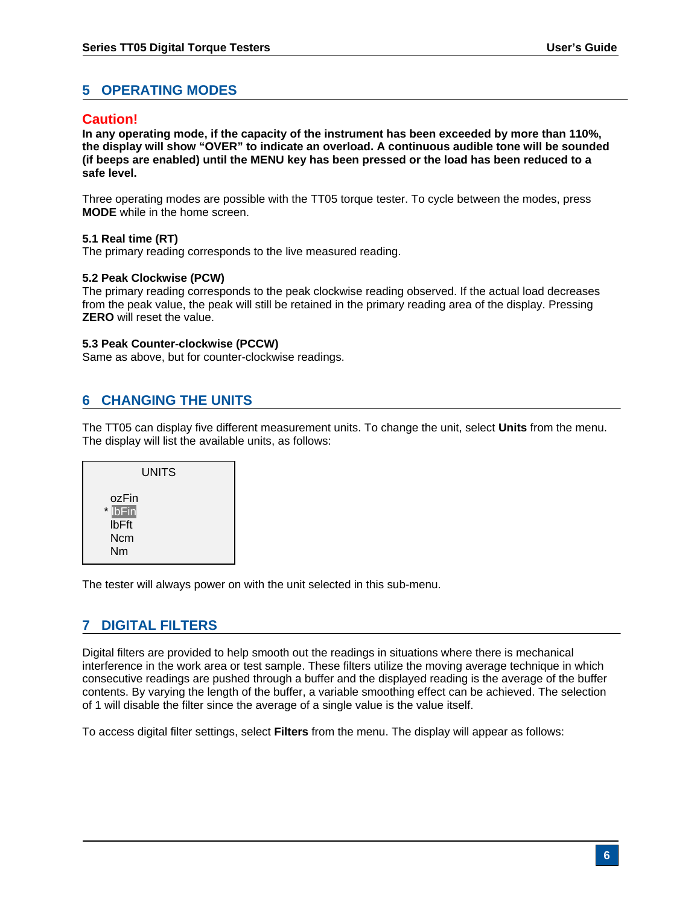# 5 OPERATING MODES

## Caution!

**In any operating mode, if the capacity of the instrument has been exceeded by more than 110%, the display will show "OVER" to indicate an overload. A continuous audible tone will be sounded (if beeps are enabled) until the MENU key has been pressed or the load has been reduced to a safe level.**

Three operating modes are possible with the TT05 torque tester. To cycle between the modes, press **MODE** while in the home screen.

### 5.1 Real time (RT)

The primary reading corresponds to the live measured reading.

### 5.2 Peak Clockwise (PCW)

The primary reading corresponds to the peak clockwise reading observed. If the actual load decreases from the peak value, the peak will still be retained in the primary reading area of the display. Pressing **ZERO** will reset the value.

### 5.3 Peak Counter-clockwise (PCCW)

Same as above, but for counter-clockwise readings.

# 6 CHANGING THE UNITS

The TT05 can display five different measurement units. To change the unit, select **Units** from the menu. The display will list the available units, as follows:

```
      UNITS

   ozFin
 * lbFin
   lbFft
   Ncm
   Nm
```

The tester will always power on with the unit selected in this sub-menu.

# 7 DIGITAL FILTERS

Digital filters are provided to help smooth out the readings in situations where there is mechanical interference in the work area or test sample. These filters utilize the moving average technique in which consecutive readings are pushed through a buffer and the displayed reading is the average of the buffer contents. By varying the length of the buffer, a variable smoothing effect can be achieved. The selection of 1 will disable the filter since the average of a single value is the value itself.

To access digital filter settings, select **Filters** from the menu. The display will appear as follows: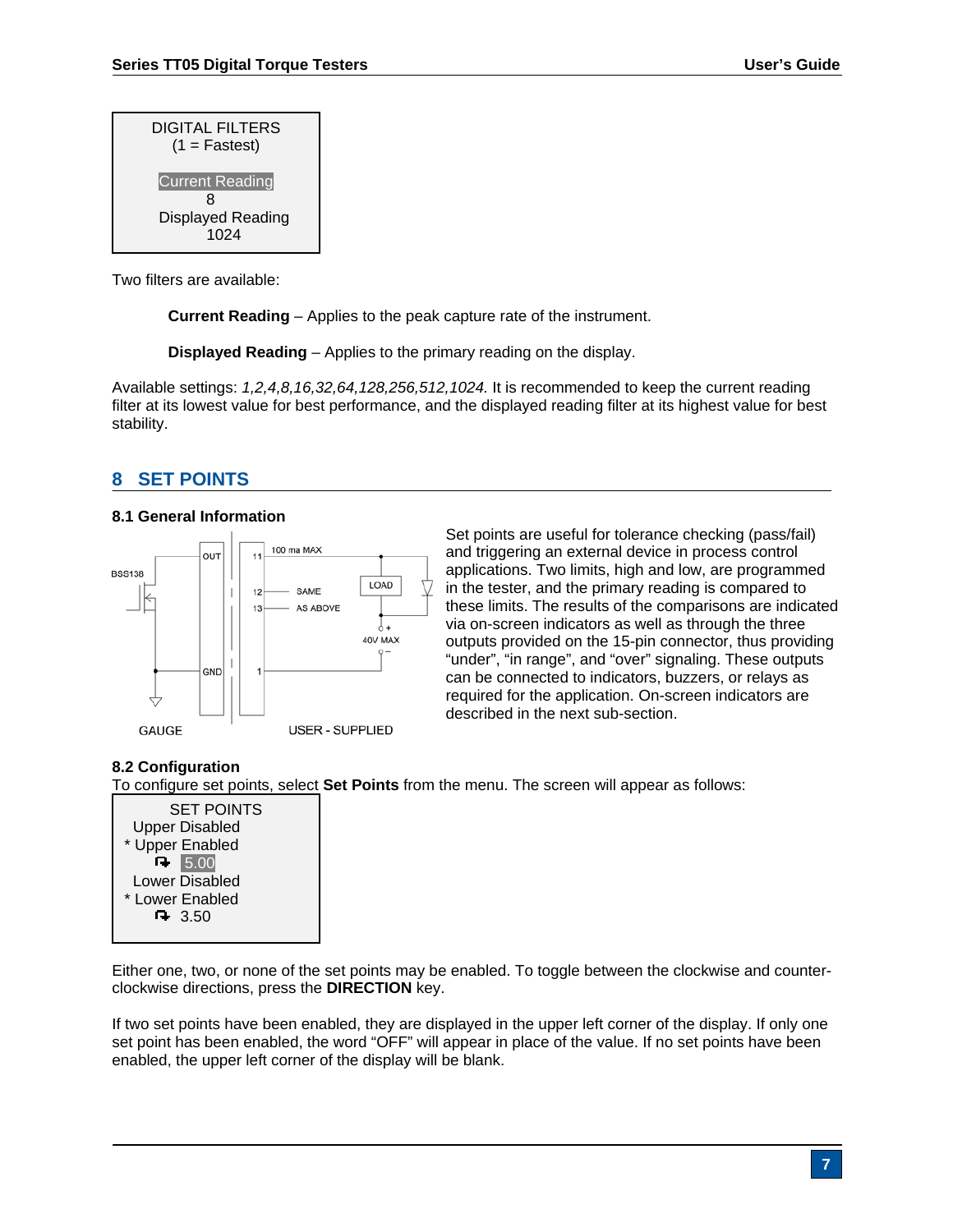DIGITAL FILTERS
(1 = Fastest)

Current Reading
8
Displayed Reading
1024

Two filters are available:

**Current Reading** – Applies to the peak capture rate of the instrument.

**Displayed Reading** – Applies to the primary reading on the display.

Available settings: *1,2,4,8,16,32,64,128,256,512,1024.* It is recommended to keep the current reading filter at its lowest value for best performance, and the displayed reading filter at its highest value for best stability.

## 8 SET POINTS

### 8.1 General Information

Set points are useful for tolerance checking (pass/fail) and triggering an external device in process control applications. Two limits, high and low, are programmed in the tester, and the primary reading is compared to these limits. The results of the comparisons are indicated via on-screen indicators as well as through the three outputs provided on the 15-pin connector, thus providing "under", "in range", and "over" signaling. These outputs can be connected to indicators, buzzers, or relays as required for the application. On-screen indicators are described in the next sub-section.

### 8.2 Configuration

To configure set points, select **Set Points** from the menu. The screen will appear as follows:

SET POINTS
Upper Disabled
* Upper Enabled
5.00
Lower Disabled
* Lower Enabled
3.50

Either one, two, or none of the set points may be enabled. To toggle between the clockwise and counter-clockwise directions, press the **DIRECTION** key.

If two set points have been enabled, they are displayed in the upper left corner of the display. If only one set point has been enabled, the word "OFF" will appear in place of the value. If no set points have been enabled, the upper left corner of the display will be blank.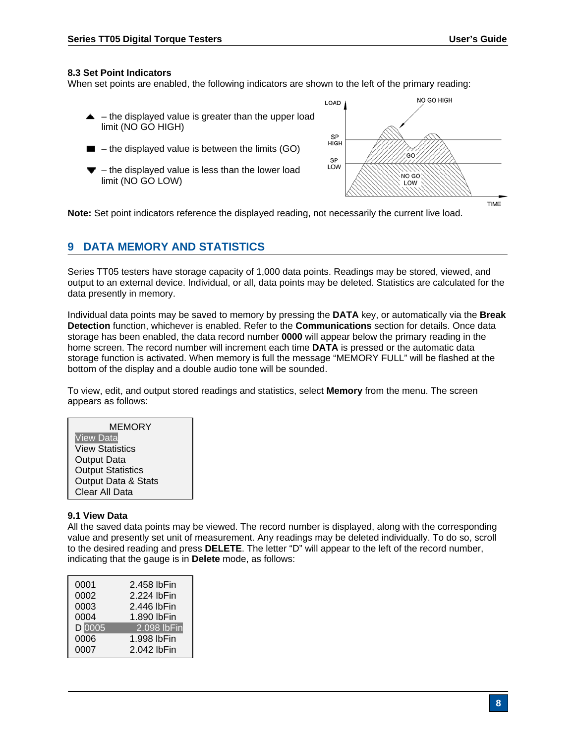### 8.3 Set Point Indicators

When set points are enabled, the following indicators are shown to the left of the primary reading:

- ▲ – the displayed value is greater than the upper load limit (NO GO HIGH)
- ■ – the displayed value is between the limits (GO)
- ▼ – the displayed value is less than the lower load limit (NO GO LOW)

**Note:** Set point indicators reference the displayed reading, not necessarily the current live load.

## 9 DATA MEMORY AND STATISTICS

Series TT05 testers have storage capacity of 1,000 data points. Readings may be stored, viewed, and output to an external device. Individual, or all, data points may be deleted. Statistics are calculated for the data presently in memory.

Individual data points may be saved to memory by pressing the **DATA** key, or automatically via the **Break Detection** function, whichever is enabled. Refer to the **Communications** section for details. Once data storage has been enabled, the data record number **0000** will appear below the primary reading in the home screen. The record number will increment each time **DATA** is pressed or the automatic data storage function is activated. When memory is full the message "MEMORY FULL" will be flashed at the bottom of the display and a double audio tone will be sounded.

To view, edit, and output stored readings and statistics, select **Memory** from the menu. The screen appears as follows:

```
MEMORY
View Data
View Statistics
Output Data
Output Statistics
Output Data & Stats
Clear All Data
```

### 9.1 View Data

All the saved data points may be viewed. The record number is displayed, along with the corresponding value and presently set unit of measurement. Any readings may be deleted individually. To do so, scroll to the desired reading and press **DELETE**. The letter "D" will appear to the left of the record number, indicating that the gauge is in **Delete** mode, as follows:

```
0001      2.458 lbFin
0002      2.224 lbFin
0003      2.446 lbFin
0004      1.890 lbFin
D 0005    2.098 lbFin
0006      1.998 lbFin
0007      2.042 lbFin
```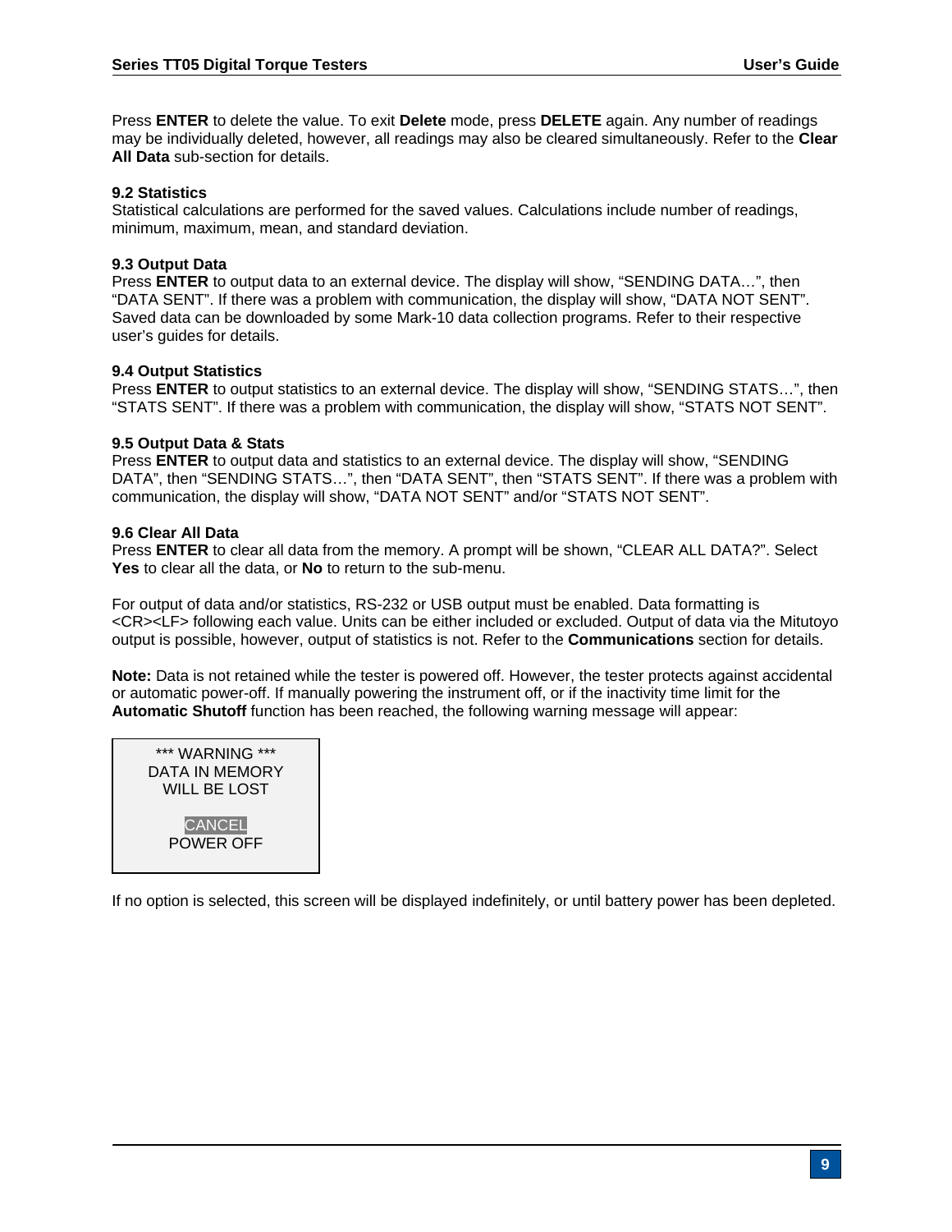Press **ENTER** to delete the value. To exit **Delete** mode, press **DELETE** again. Any number of readings may be individually deleted, however, all readings may also be cleared simultaneously. Refer to the **Clear All Data** sub-section for details.

### 9.2 Statistics

Statistical calculations are performed for the saved values. Calculations include number of readings, minimum, maximum, mean, and standard deviation.

### 9.3 Output Data

Press **ENTER** to output data to an external device. The display will show, "SENDING DATA…", then "DATA SENT". If there was a problem with communication, the display will show, "DATA NOT SENT". Saved data can be downloaded by some Mark-10 data collection programs. Refer to their respective user's guides for details.

### 9.4 Output Statistics

Press **ENTER** to output statistics to an external device. The display will show, "SENDING STATS…", then "STATS SENT". If there was a problem with communication, the display will show, "STATS NOT SENT".

### 9.5 Output Data & Stats

Press **ENTER** to output data and statistics to an external device. The display will show, "SENDING DATA", then "SENDING STATS…", then "DATA SENT", then "STATS SENT". If there was a problem with communication, the display will show, "DATA NOT SENT" and/or "STATS NOT SENT".

### 9.6 Clear All Data

Press **ENTER** to clear all data from the memory. A prompt will be shown, "CLEAR ALL DATA?". Select **Yes** to clear all the data, or **No** to return to the sub-menu.

For output of data and/or statistics, RS-232 or USB output must be enabled. Data formatting is <CR><LF> following each value. Units can be either included or excluded. Output of data via the Mitutoyo output is possible, however, output of statistics is not. Refer to the **Communications** section for details.

**Note:** Data is not retained while the tester is powered off. However, the tester protects against accidental or automatic power-off. If manually powering the instrument off, or if the inactivity time limit for the **Automatic Shutoff** function has been reached, the following warning message will appear:

```
*** WARNING ***
DATA IN MEMORY
WILL BE LOST

CANCEL
POWER OFF
```

If no option is selected, this screen will be displayed indefinitely, or until battery power has been depleted.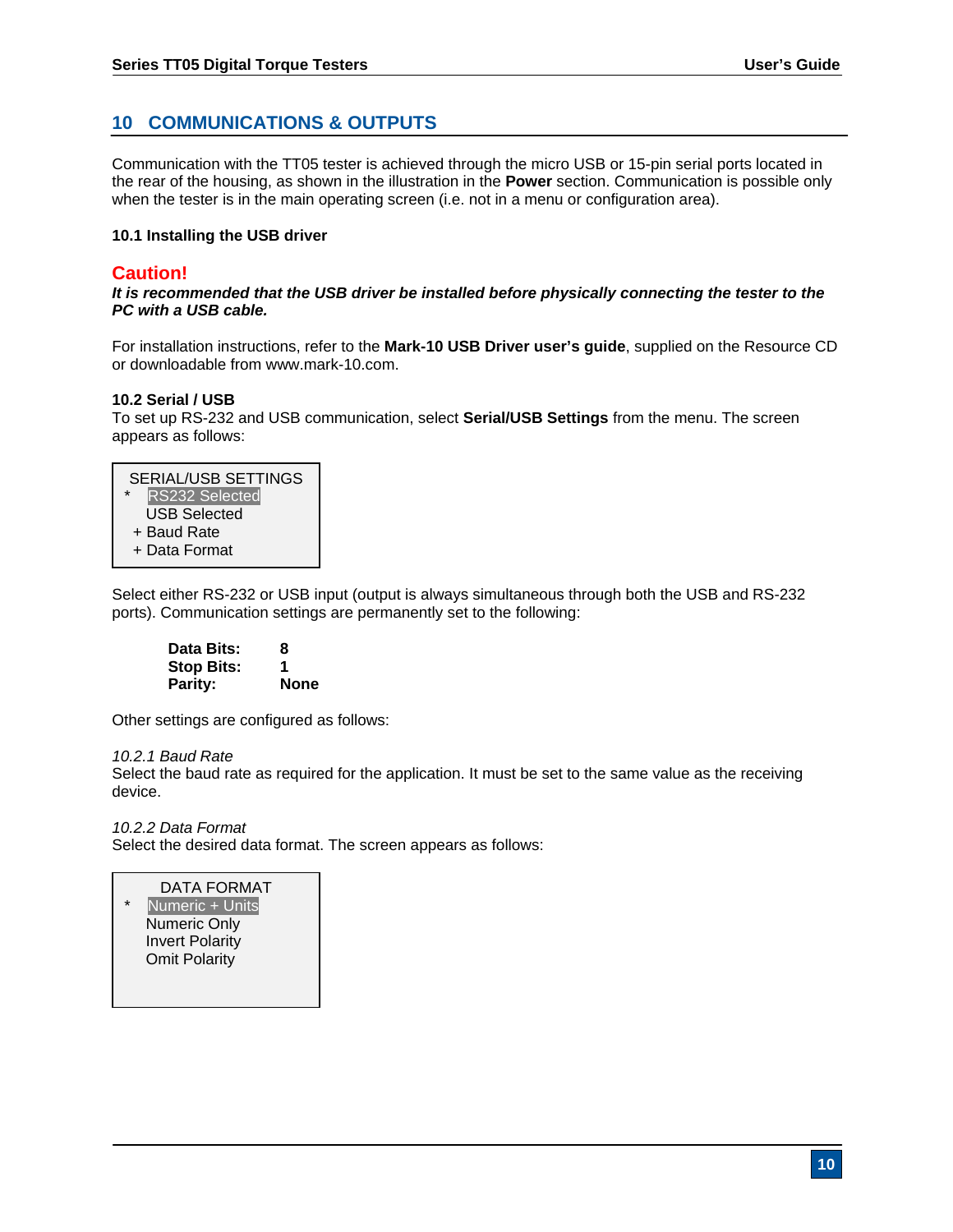# 10 COMMUNICATIONS & OUTPUTS

Communication with the TT05 tester is achieved through the micro USB or 15-pin serial ports located in the rear of the housing, as shown in the illustration in the **Power** section. Communication is possible only when the tester is in the main operating screen (i.e. not in a menu or configuration area).

### 10.1 Installing the USB driver

**Caution!**

***It is recommended that the USB driver be installed before physically connecting the tester to the PC with a USB cable.***

For installation instructions, refer to the **Mark-10 USB Driver user's guide**, supplied on the Resource CD or downloadable from www.mark-10.com.

### 10.2 Serial / USB

To set up RS-232 and USB communication, select **Serial/USB Settings** from the menu. The screen appears as follows:

```
SERIAL/USB SETTINGS
*  RS232 Selected
   USB Selected
 + Baud Rate
 + Data Format
```

Select either RS-232 or USB input (output is always simultaneous through both the USB and RS-232 ports). Communication settings are permanently set to the following:

| | |
|---|---|
| **Data Bits:** | **8** |
| **Stop Bits:** | **1** |
| **Parity:** | **None** |

Other settings are configured as follows:

*10.2.1 Baud Rate*

Select the baud rate as required for the application. It must be set to the same value as the receiving device.

*10.2.2 Data Format*

Select the desired data format. The screen appears as follows:

```
DATA FORMAT
*  Numeric + Units
   Numeric Only
   Invert Polarity
   Omit Polarity
```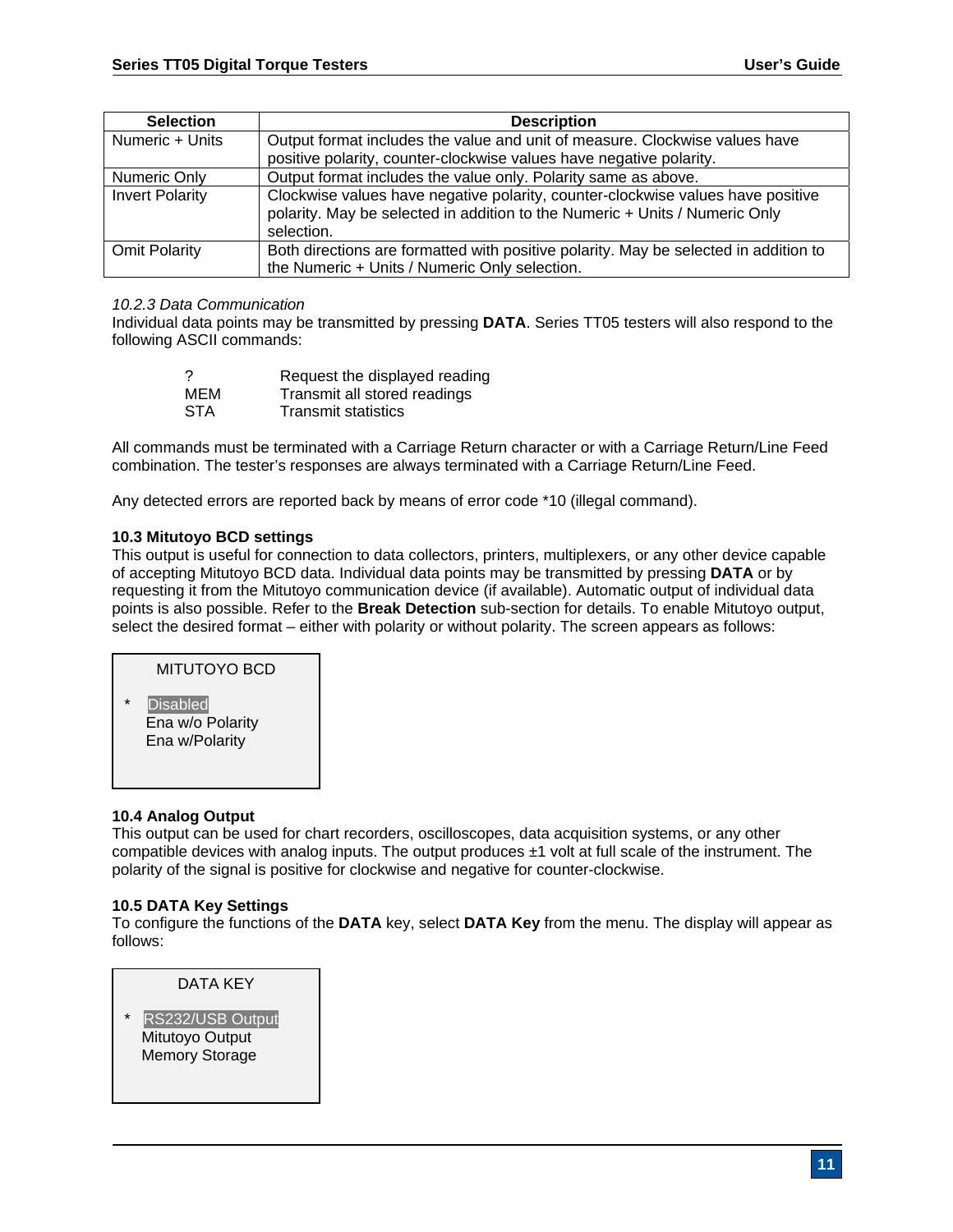| Selection | Description |
|---|---|
| Numeric + Units | Output format includes the value and unit of measure. Clockwise values have positive polarity, counter-clockwise values have negative polarity. |
| Numeric Only | Output format includes the value only. Polarity same as above. |
| Invert Polarity | Clockwise values have negative polarity, counter-clockwise values have positive polarity. May be selected in addition to the Numeric + Units / Numeric Only selection. |
| Omit Polarity | Both directions are formatted with positive polarity. May be selected in addition to the Numeric + Units / Numeric Only selection. |

*10.2.3 Data Communication*

Individual data points may be transmitted by pressing **DATA**. Series TT05 testers will also respond to the following ASCII commands:

| | |
|---|---|
| ? | Request the displayed reading |
| MEM | Transmit all stored readings |
| STA | Transmit statistics |

All commands must be terminated with a Carriage Return character or with a Carriage Return/Line Feed combination. The tester's responses are always terminated with a Carriage Return/Line Feed.

Any detected errors are reported back by means of error code *10 (illegal command).

**10.3 Mitutoyo BCD settings**

This output is useful for connection to data collectors, printers, multiplexers, or any other device capable of accepting Mitutoyo BCD data. Individual data points may be transmitted by pressing **DATA** or by requesting it from the Mitutoyo communication device (if available). Automatic output of individual data points is also possible. Refer to the **Break Detection** sub-section for details. To enable Mitutoyo output, select the desired format – either with polarity or without polarity. The screen appears as follows:

```
MITUTOYO BCD

* Disabled
  Ena w/o Polarity
  Ena w/Polarity
```

**10.4 Analog Output**

This output can be used for chart recorders, oscilloscopes, data acquisition systems, or any other compatible devices with analog inputs. The output produces ±1 volt at full scale of the instrument. The polarity of the signal is positive for clockwise and negative for counter-clockwise.

**10.5 DATA Key Settings**

To configure the functions of the **DATA** key, select **DATA Key** from the menu. The display will appear as follows:

```
DATA KEY

* RS232/USB Output
  Mitutoyo Output
  Memory Storage
```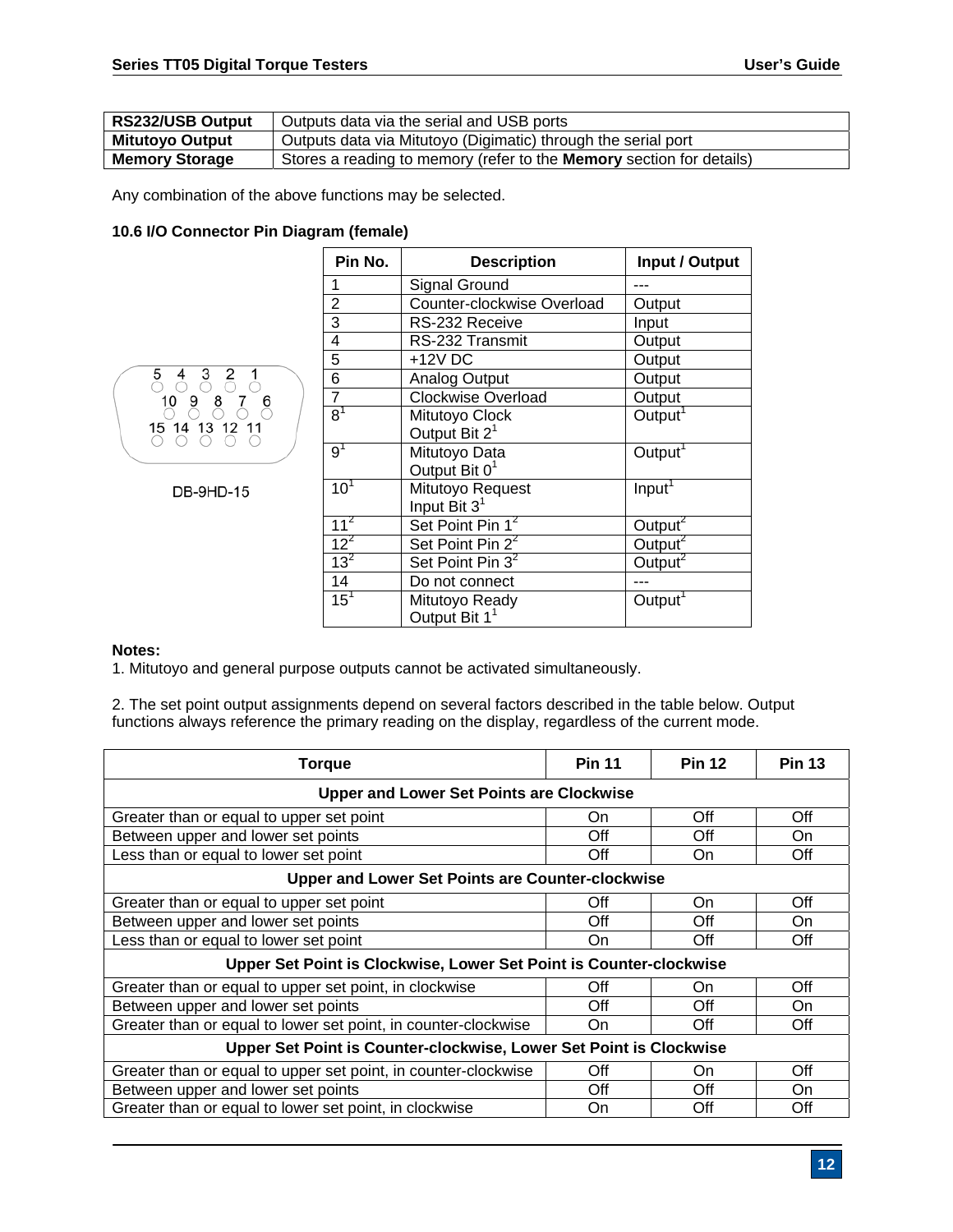| RS232/USB Output | Outputs data via the serial and USB ports |
|---|---|
| **Mitutoyo Output** | Outputs data via Mitutoyo (Digimatic) through the serial port |
| **Memory Storage** | Stores a reading to memory (refer to the **Memory** section for details) |

Any combination of the above functions may be selected.

### 10.6 I/O Connector Pin Diagram (female)

5 4 3 2 1
10 9 8 7 6
15 14 13 12 11

DB-9HD-15

| Pin No. | Description | Input / Output |
|---|---|---|
| 1 | Signal Ground | --- |
| 2 | Counter-clockwise Overload | Output |
| 3 | RS-232 Receive | Input |
| 4 | RS-232 Transmit | Output |
| 5 | +12V DC | Output |
| 6 | Analog Output | Output |
| 7 | Clockwise Overload | Output |
| 8[1] | Mitutoyo Clock Output Bit 2[1] | Output[1] |
| 9[1] | Mitutoyo Data Output Bit 0[1] | Output[1] |
| 10[1] | Mitutoyo Request Input Bit 3[1] | Input[1] |
| 11[2] | Set Point Pin 1[2] | Output[2] |
| 12[2] | Set Point Pin 2[2] | Output[2] |
| 13[2] | Set Point Pin 3[2] | Output[2] |
| 14 | Do not connect | --- |
| 15[1] | Mitutoyo Ready Output Bit 1[1] | Output[1] |

**Notes:**
1. Mitutoyo and general purpose outputs cannot be activated simultaneously.

2. The set point output assignments depend on several factors described in the table below. Output functions always reference the primary reading on the display, regardless of the current mode.

| Torque | Pin 11 | Pin 12 | Pin 13 |
|---|---|---|---|
| **Upper and Lower Set Points are Clockwise** | | | |
| Greater than or equal to upper set point | On | Off | Off |
| Between upper and lower set points | Off | Off | On |
| Less than or equal to lower set point | Off | On | Off |
| **Upper and Lower Set Points are Counter-clockwise** | | | |
| Greater than or equal to upper set point | Off | On | Off |
| Between upper and lower set points | Off | Off | On |
| Less than or equal to lower set point | On | Off | Off |
| **Upper Set Point is Clockwise, Lower Set Point is Counter-clockwise** | | | |
| Greater than or equal to upper set point, in clockwise | Off | On | Off |
| Between upper and lower set points | Off | Off | On |
| Greater than or equal to lower set point, in counter-clockwise | On | Off | Off |
| **Upper Set Point is Counter-clockwise, Lower Set Point is Clockwise** | | | |
| Greater than or equal to upper set point, in counter-clockwise | Off | On | Off |
| Between upper and lower set points | Off | Off | On |
| Greater than or equal to lower set point, in clockwise | On | Off | Off |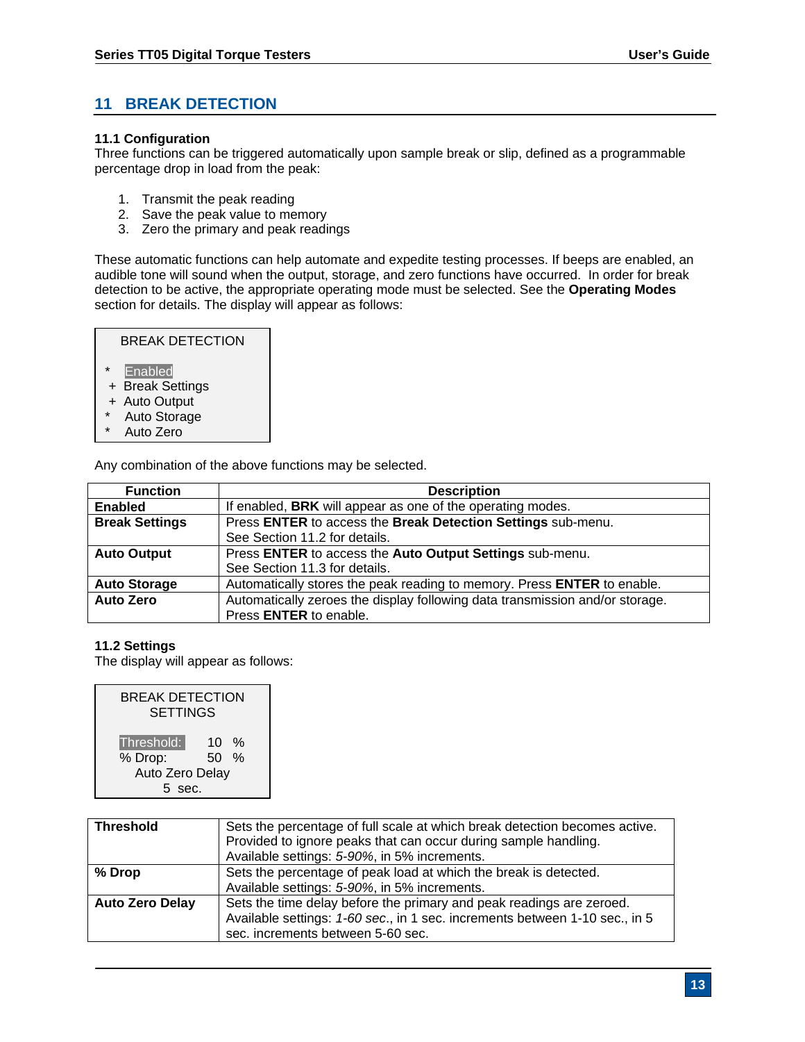## 11 BREAK DETECTION

### 11.1 Configuration

Three functions can be triggered automatically upon sample break or slip, defined as a programmable percentage drop in load from the peak:

1. Transmit the peak reading
2. Save the peak value to memory
3. Zero the primary and peak readings

These automatic functions can help automate and expedite testing processes. If beeps are enabled, an audible tone will sound when the output, storage, and zero functions have occurred. In order for break detection to be active, the appropriate operating mode must be selected. See the **Operating Modes** section for details. The display will appear as follows:

```
BREAK DETECTION

*  Enabled
+  Break Settings
+  Auto Output
*  Auto Storage
*  Auto Zero
```

Any combination of the above functions may be selected.

| Function | Description |
|---|---|
| **Enabled** | If enabled, **BRK** will appear as one of the operating modes. |
| **Break Settings** | Press **ENTER** to access the **Break Detection Settings** sub-menu. See Section 11.2 for details. |
| **Auto Output** | Press **ENTER** to access the **Auto Output Settings** sub-menu. See Section 11.3 for details. |
| **Auto Storage** | Automatically stores the peak reading to memory. Press **ENTER** to enable. |
| **Auto Zero** | Automatically zeroes the display following data transmission and/or storage. Press **ENTER** to enable. |

### 11.2 Settings

The display will appear as follows:

```
BREAK DETECTION
SETTINGS

Threshold:   10 %
% Drop:      50 %
Auto Zero Delay
5 sec.
```

| | |
|---|---|
| **Threshold** | Sets the percentage of full scale at which break detection becomes active. Provided to ignore peaks that can occur during sample handling. Available settings: *5-90%*, in 5% increments. |
| **% Drop** | Sets the percentage of peak load at which the break is detected. Available settings: *5-90%*, in 5% increments. |
| **Auto Zero Delay** | Sets the time delay before the primary and peak readings are zeroed. Available settings: *1-60 sec*., in 1 sec. increments between 1-10 sec., in 5 sec. increments between 5-60 sec. |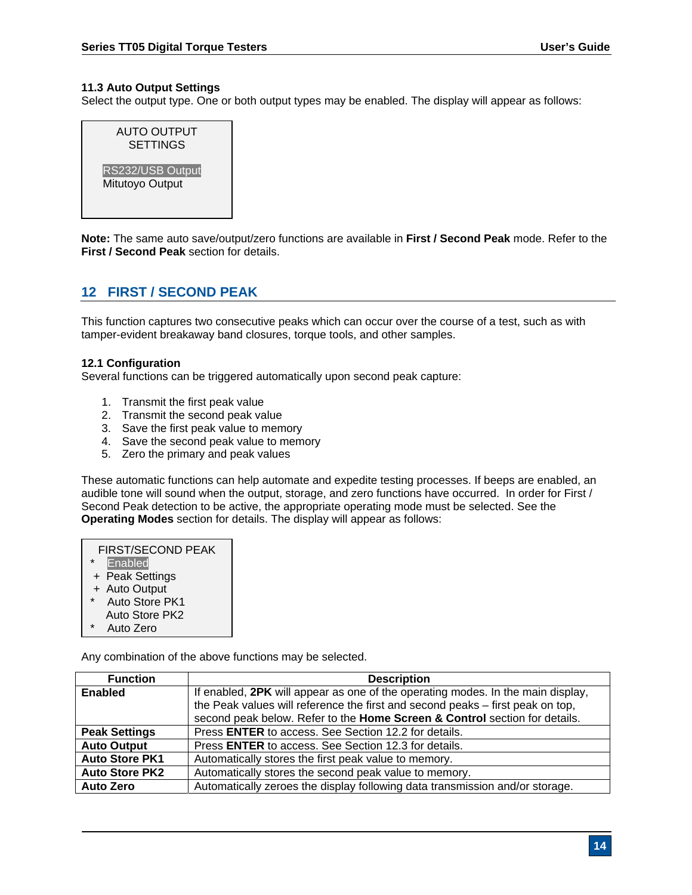### 11.3 Auto Output Settings

Select the output type. One or both output types may be enabled. The display will appear as follows:

```
AUTO OUTPUT
SETTINGS

RS232/USB Output
Mitutoyo Output
```

**Note:** The same auto save/output/zero functions are available in **First / Second Peak** mode. Refer to the **First / Second Peak** section for details.

## 12 FIRST / SECOND PEAK

This function captures two consecutive peaks which can occur over the course of a test, such as with tamper-evident breakaway band closures, torque tools, and other samples.

### 12.1 Configuration

Several functions can be triggered automatically upon second peak capture:

1. Transmit the first peak value
2. Transmit the second peak value
3. Save the first peak value to memory
4. Save the second peak value to memory
5. Zero the primary and peak values

These automatic functions can help automate and expedite testing processes. If beeps are enabled, an audible tone will sound when the output, storage, and zero functions have occurred. In order for First / Second Peak detection to be active, the appropriate operating mode must be selected. See the **Operating Modes** section for details. The display will appear as follows:

```
FIRST/SECOND PEAK
*  Enabled
+ Peak Settings
+ Auto Output
*  Auto Store PK1
   Auto Store PK2
*  Auto Zero
```

Any combination of the above functions may be selected.

| Function | Description |
|---|---|
| **Enabled** | If enabled, **2PK** will appear as one of the operating modes. In the main display, the Peak values will reference the first and second peaks – first peak on top, second peak below. Refer to the **Home Screen & Control** section for details. |
| **Peak Settings** | Press **ENTER** to access. See Section 12.2 for details. |
| **Auto Output** | Press **ENTER** to access. See Section 12.3 for details. |
| **Auto Store PK1** | Automatically stores the first peak value to memory. |
| **Auto Store PK2** | Automatically stores the second peak value to memory. |
| **Auto Zero** | Automatically zeroes the display following data transmission and/or storage. |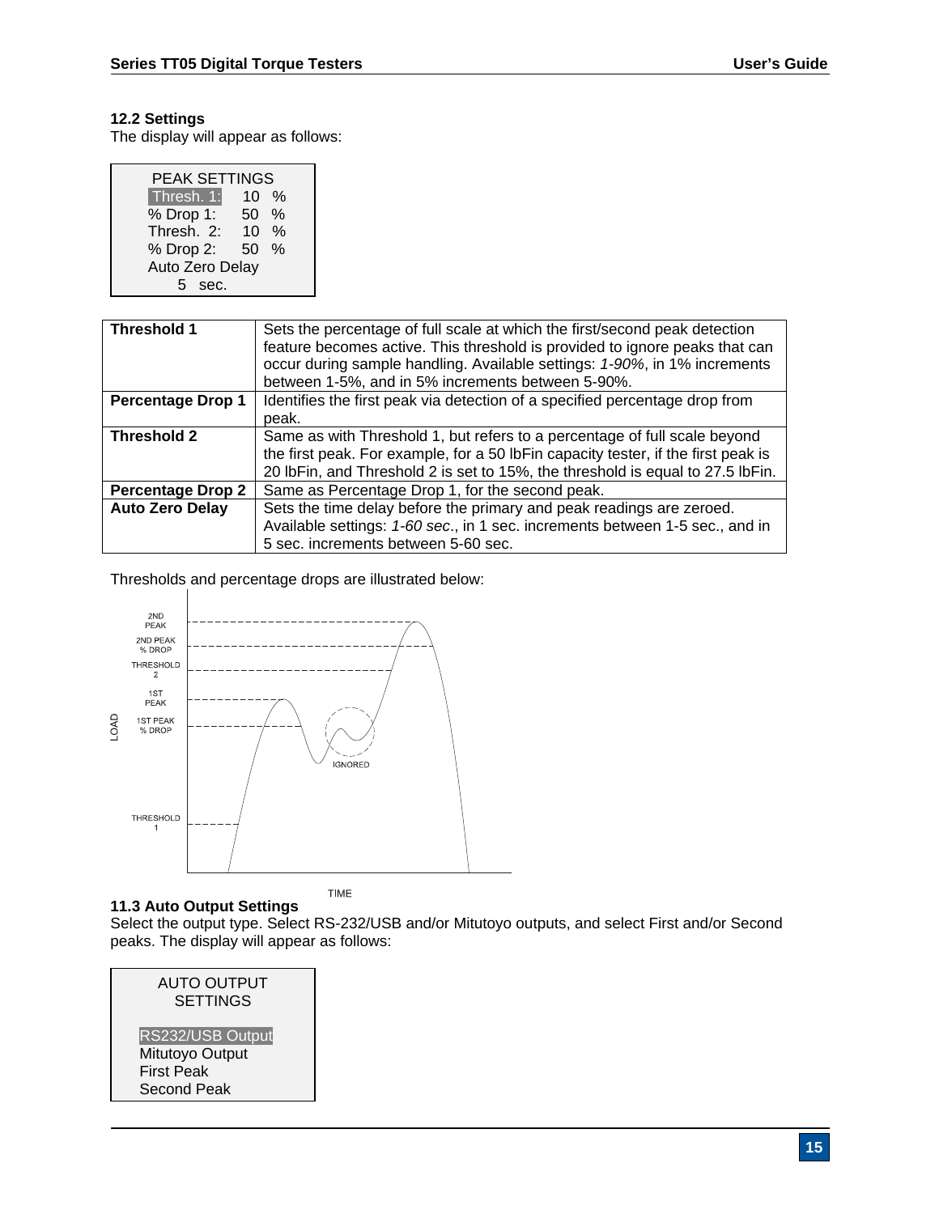## 12.2 Settings

The display will appear as follows:

```
PEAK SETTINGS
Thresh. 1:    10  %
% Drop 1:     50  %
Thresh.  2:   10  %
% Drop 2:     50  %
Auto Zero Delay
    5   sec.
```

| | |
|---|---|
| **Threshold 1** | Sets the percentage of full scale at which the first/second peak detection feature becomes active. This threshold is provided to ignore peaks that can occur during sample handling. Available settings: *1-90%*, in 1% increments between 1-5%, and in 5% increments between 5-90%. |
| **Percentage Drop 1** | Identifies the first peak via detection of a specified percentage drop from peak. |
| **Threshold 2** | Same as with Threshold 1, but refers to a percentage of full scale beyond the first peak. For example, for a 50 lbFin capacity tester, if the first peak is 20 lbFin, and Threshold 2 is set to 15%, the threshold is equal to 27.5 lbFin. |
| **Percentage Drop 2** | Same as Percentage Drop 1, for the second peak. |
| **Auto Zero Delay** | Sets the time delay before the primary and peak readings are zeroed. Available settings: *1-60 sec*., in 1 sec. increments between 1-5 sec., and in 5 sec. increments between 5-60 sec. |

Thresholds and percentage drops are illustrated below:

## 11.3 Auto Output Settings

Select the output type. Select RS-232/USB and/or Mitutoyo outputs, and select First and/or Second peaks. The display will appear as follows:

```
AUTO OUTPUT
SETTINGS

RS232/USB Output
Mitutoyo Output
First Peak
Second Peak
```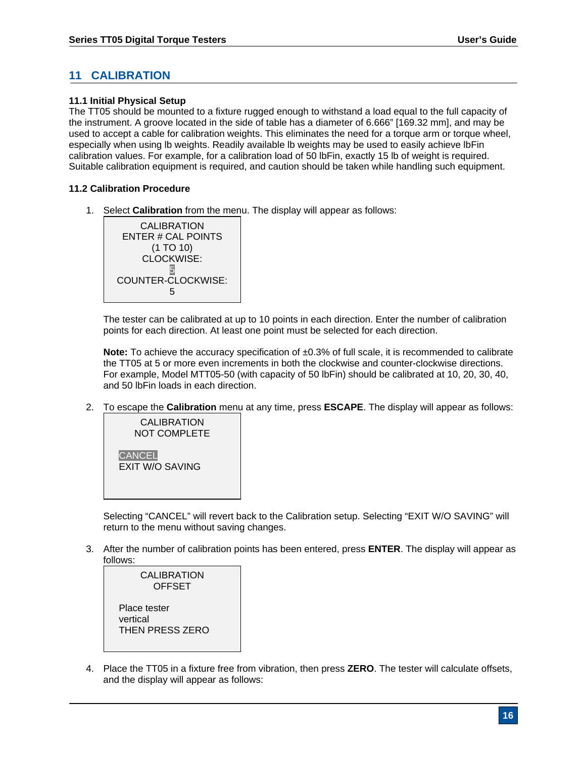# 11 CALIBRATION

### 11.1 Initial Physical Setup

The TT05 should be mounted to a fixture rugged enough to withstand a load equal to the full capacity of the instrument. A groove located in the side of table has a diameter of 6.666" [169.32 mm], and may be used to accept a cable for calibration weights. This eliminates the need for a torque arm or torque wheel, especially when using lb weights. Readily available lb weights may be used to easily achieve lbFin calibration values. For example, for a calibration load of 50 lbFin, exactly 15 lb of weight is required. Suitable calibration equipment is required, and caution should be taken while handling such equipment.

### 11.2 Calibration Procedure

1. Select **Calibration** from the menu. The display will appear as follows:

   ```
   CALIBRATION
   ENTER # CAL POINTS
   (1 TO 10)
   CLOCKWISE:
   5
   COUNTER-CLOCKWISE:
   5
   ```

   The tester can be calibrated at up to 10 points in each direction. Enter the number of calibration points for each direction. At least one point must be selected for each direction.

   **Note:** To achieve the accuracy specification of ±0.3% of full scale, it is recommended to calibrate the TT05 at 5 or more even increments in both the clockwise and counter-clockwise directions. For example, Model MTT05-50 (with capacity of 50 lbFin) should be calibrated at 10, 20, 30, 40, and 50 lbFin loads in each direction.

2. To escape the **Calibration** menu at any time, press **ESCAPE**. The display will appear as follows:

   ```
   CALIBRATION
   NOT COMPLETE

   CANCEL
   EXIT W/O SAVING
   ```

   Selecting "CANCEL" will revert back to the Calibration setup. Selecting "EXIT W/O SAVING" will return to the menu without saving changes.

3. After the number of calibration points has been entered, press **ENTER**. The display will appear as follows:

   ```
   CALIBRATION
   OFFSET

   Place tester
   vertical
   THEN PRESS ZERO
   ```

4. Place the TT05 in a fixture free from vibration, then press **ZERO**. The tester will calculate offsets, and the display will appear as follows: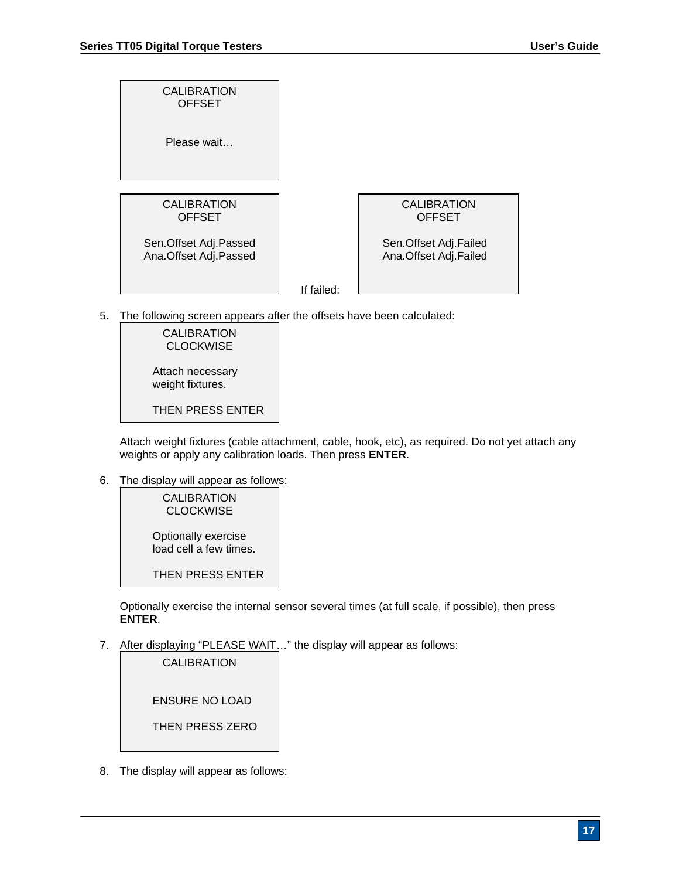```
CALIBRATION
OFFSET

Please wait…
```

```
CALIBRATION
OFFSET

Sen.Offset Adj.Passed
Ana.Offset Adj.Passed
```

If failed:

```
CALIBRATION
OFFSET

Sen.Offset Adj.Failed
Ana.Offset Adj.Failed
```

5. The following screen appears after the offsets have been calculated:

   ```
   CALIBRATION
   CLOCKWISE

   Attach necessary
   weight fixtures.

   THEN PRESS ENTER
   ```

   Attach weight fixtures (cable attachment, cable, hook, etc), as required. Do not yet attach any weights or apply any calibration loads. Then press **ENTER**.

6. The display will appear as follows:

   ```
   CALIBRATION
   CLOCKWISE

   Optionally exercise
   load cell a few times.

   THEN PRESS ENTER
   ```

   Optionally exercise the internal sensor several times (at full scale, if possible), then press **ENTER**.

7. After displaying "PLEASE WAIT…" the display will appear as follows:

   ```
   CALIBRATION

   ENSURE NO LOAD

   THEN PRESS ZERO
   ```

8. The display will appear as follows: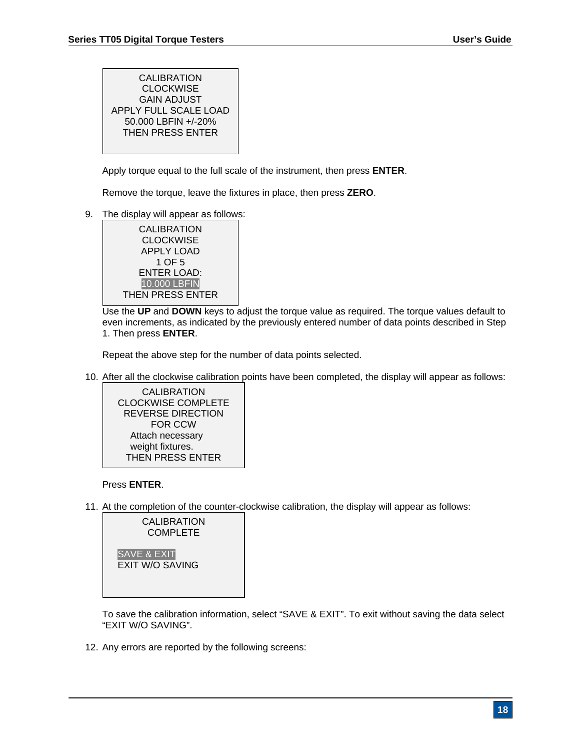```
CALIBRATION
CLOCKWISE
GAIN ADJUST
APPLY FULL SCALE LOAD
50.000 LBFIN +/-20%
THEN PRESS ENTER
```

Apply torque equal to the full scale of the instrument, then press **ENTER**.

Remove the torque, leave the fixtures in place, then press **ZERO**.

9. The display will appear as follows:

```
CALIBRATION
CLOCKWISE
APPLY LOAD
1 OF 5
ENTER LOAD:
10.000 LBFIN
THEN PRESS ENTER
```

Use the **UP** and **DOWN** keys to adjust the torque value as required. The torque values default to even increments, as indicated by the previously entered number of data points described in Step 1. Then press **ENTER**.

Repeat the above step for the number of data points selected.

10. After all the clockwise calibration points have been completed, the display will appear as follows:

```
CALIBRATION
CLOCKWISE COMPLETE
REVERSE DIRECTION
FOR CCW
Attach necessary
weight fixtures.
THEN PRESS ENTER
```

Press **ENTER**.

11. At the completion of the counter-clockwise calibration, the display will appear as follows:

```
CALIBRATION
COMPLETE

SAVE & EXIT
EXIT W/O SAVING
```

To save the calibration information, select “SAVE & EXIT”. To exit without saving the data select “EXIT W/O SAVING”.

12. Any errors are reported by the following screens: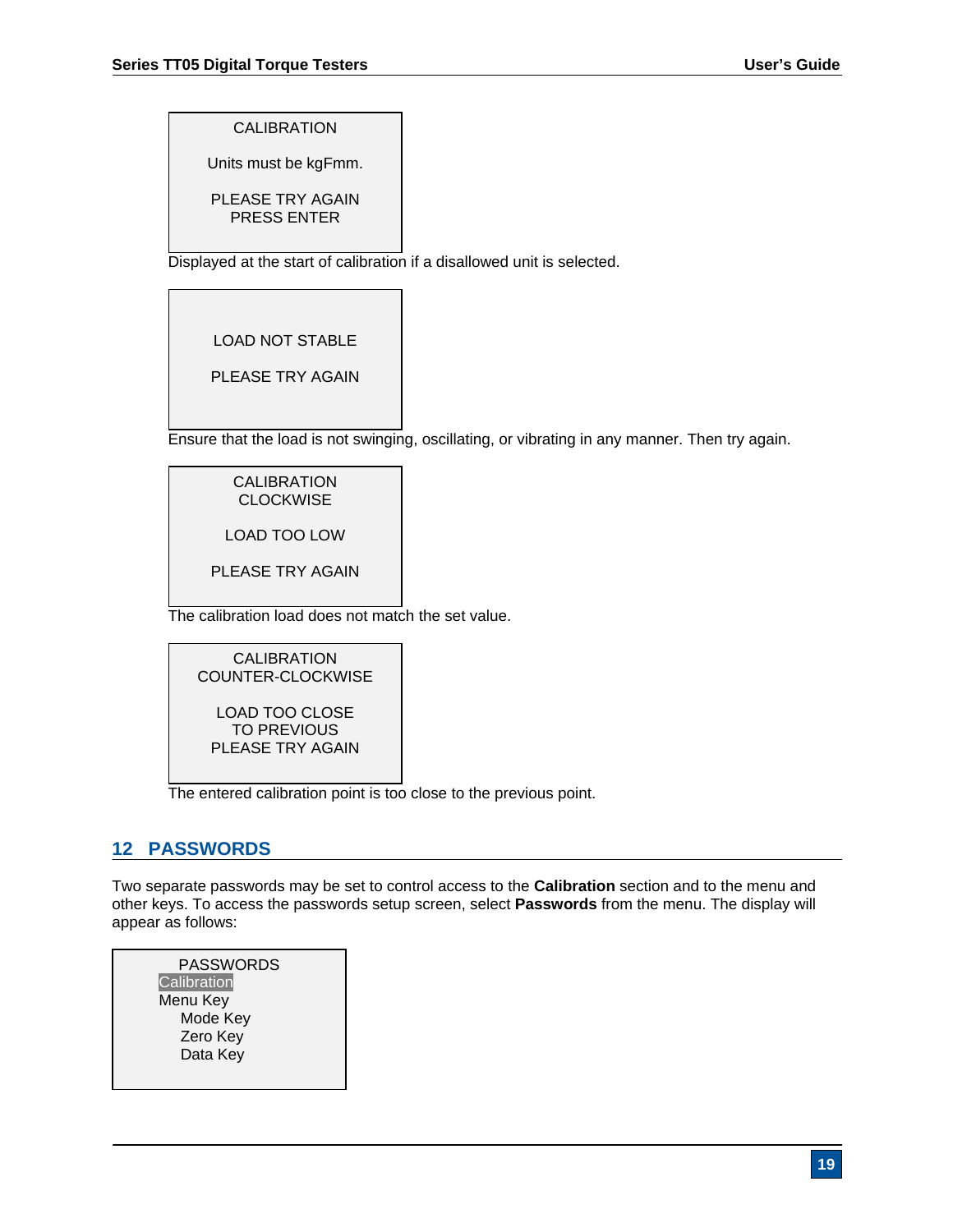```
CALIBRATION

Units must be kgFmm.

PLEASE TRY AGAIN
PRESS ENTER
```

Displayed at the start of calibration if a disallowed unit is selected.

```
LOAD NOT STABLE

PLEASE TRY AGAIN
```

Ensure that the load is not swinging, oscillating, or vibrating in any manner. Then try again.

```
CALIBRATION
CLOCKWISE

LOAD TOO LOW

PLEASE TRY AGAIN
```

The calibration load does not match the set value.

```
CALIBRATION
COUNTER-CLOCKWISE

LOAD TOO CLOSE
TO PREVIOUS
PLEASE TRY AGAIN
```

The entered calibration point is too close to the previous point.

## 12 PASSWORDS

Two separate passwords may be set to control access to the **Calibration** section and to the menu and other keys. To access the passwords setup screen, select **Passwords** from the menu. The display will appear as follows:

```
PASSWORDS
Calibration
Menu Key
   Mode Key
   Zero Key
   Data Key
```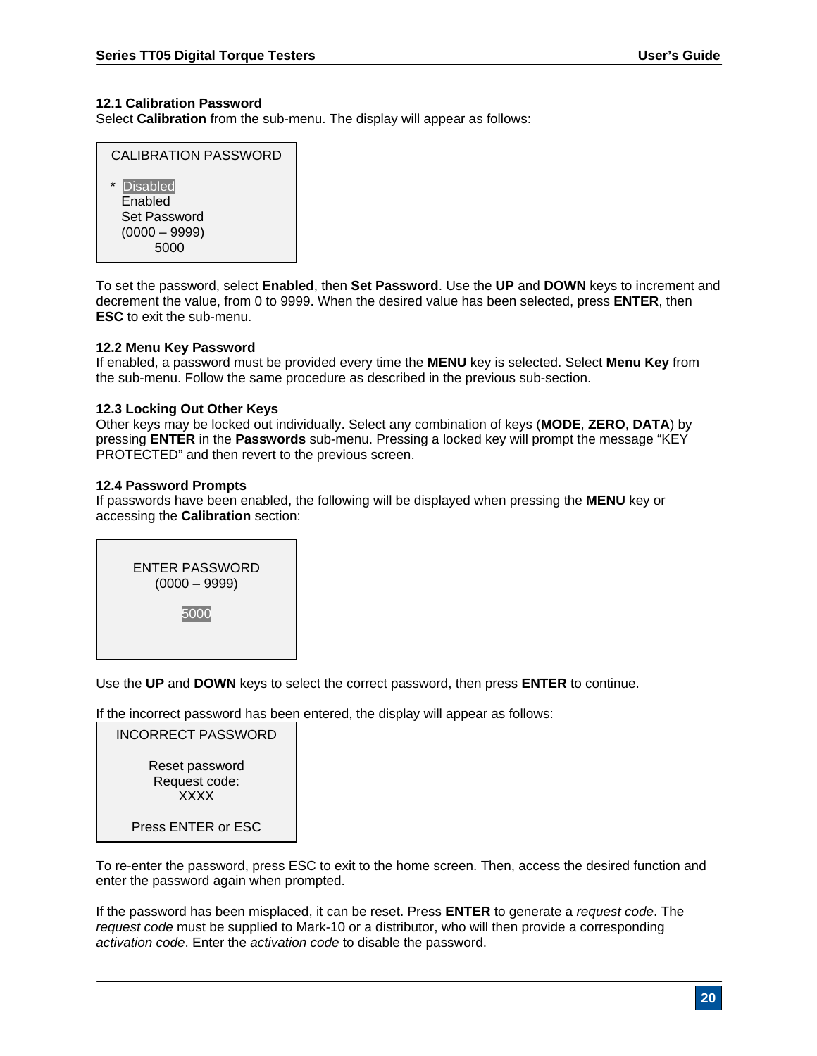### 12.1 Calibration Password

Select **Calibration** from the sub-menu. The display will appear as follows:

```
CALIBRATION PASSWORD

*  Disabled
   Enabled
   Set Password
   (0000 – 9999)
        5000
```

To set the password, select **Enabled**, then **Set Password**. Use the **UP** and **DOWN** keys to increment and decrement the value, from 0 to 9999. When the desired value has been selected, press **ENTER**, then **ESC** to exit the sub-menu.

### 12.2 Menu Key Password

If enabled, a password must be provided every time the **MENU** key is selected. Select **Menu Key** from the sub-menu. Follow the same procedure as described in the previous sub-section.

### 12.3 Locking Out Other Keys

Other keys may be locked out individually. Select any combination of keys (**MODE**, **ZERO**, **DATA**) by pressing **ENTER** in the **Passwords** sub-menu. Pressing a locked key will prompt the message "KEY PROTECTED" and then revert to the previous screen.

### 12.4 Password Prompts

If passwords have been enabled, the following will be displayed when pressing the **MENU** key or accessing the **Calibration** section:

```
ENTER PASSWORD
(0000 – 9999)

     5000
```

Use the **UP** and **DOWN** keys to select the correct password, then press **ENTER** to continue.

If the incorrect password has been entered, the display will appear as follows:

```
INCORRECT PASSWORD

  Reset password
  Request code:
      XXXX

Press ENTER or ESC
```

To re-enter the password, press ESC to exit to the home screen. Then, access the desired function and enter the password again when prompted.

If the password has been misplaced, it can be reset. Press **ENTER** to generate a *request code*. The *request code* must be supplied to Mark-10 or a distributor, who will then provide a corresponding *activation code*. Enter the *activation code* to disable the password.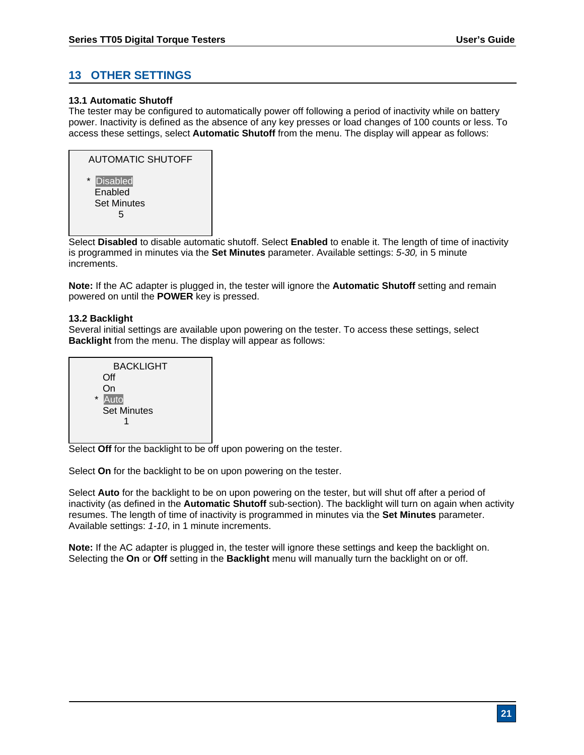# 13 OTHER SETTINGS

### 13.1 Automatic Shutoff

The tester may be configured to automatically power off following a period of inactivity while on battery power. Inactivity is defined as the absence of any key presses or load changes of 100 counts or less. To access these settings, select **Automatic Shutoff** from the menu. The display will appear as follows:

```
AUTOMATIC SHUTOFF

 * Disabled
   Enabled
   Set Minutes
        5
```

Select **Disabled** to disable automatic shutoff. Select **Enabled** to enable it. The length of time of inactivity is programmed in minutes via the **Set Minutes** parameter. Available settings: *5-30,* in 5 minute increments.

**Note:** If the AC adapter is plugged in, the tester will ignore the **Automatic Shutoff** setting and remain powered on until the **POWER** key is pressed.

### 13.2 Backlight

Several initial settings are available upon powering on the tester. To access these settings, select **Backlight** from the menu. The display will appear as follows:

```
     BACKLIGHT
   Off
   On
 * Auto
   Set Minutes
        1
```

Select **Off** for the backlight to be off upon powering on the tester.

Select **On** for the backlight to be on upon powering on the tester.

Select **Auto** for the backlight to be on upon powering on the tester, but will shut off after a period of inactivity (as defined in the **Automatic Shutoff** sub-section). The backlight will turn on again when activity resumes. The length of time of inactivity is programmed in minutes via the **Set Minutes** parameter. Available settings: *1-10*, in 1 minute increments.

**Note:** If the AC adapter is plugged in, the tester will ignore these settings and keep the backlight on. Selecting the **On** or **Off** setting in the **Backlight** menu will manually turn the backlight on or off.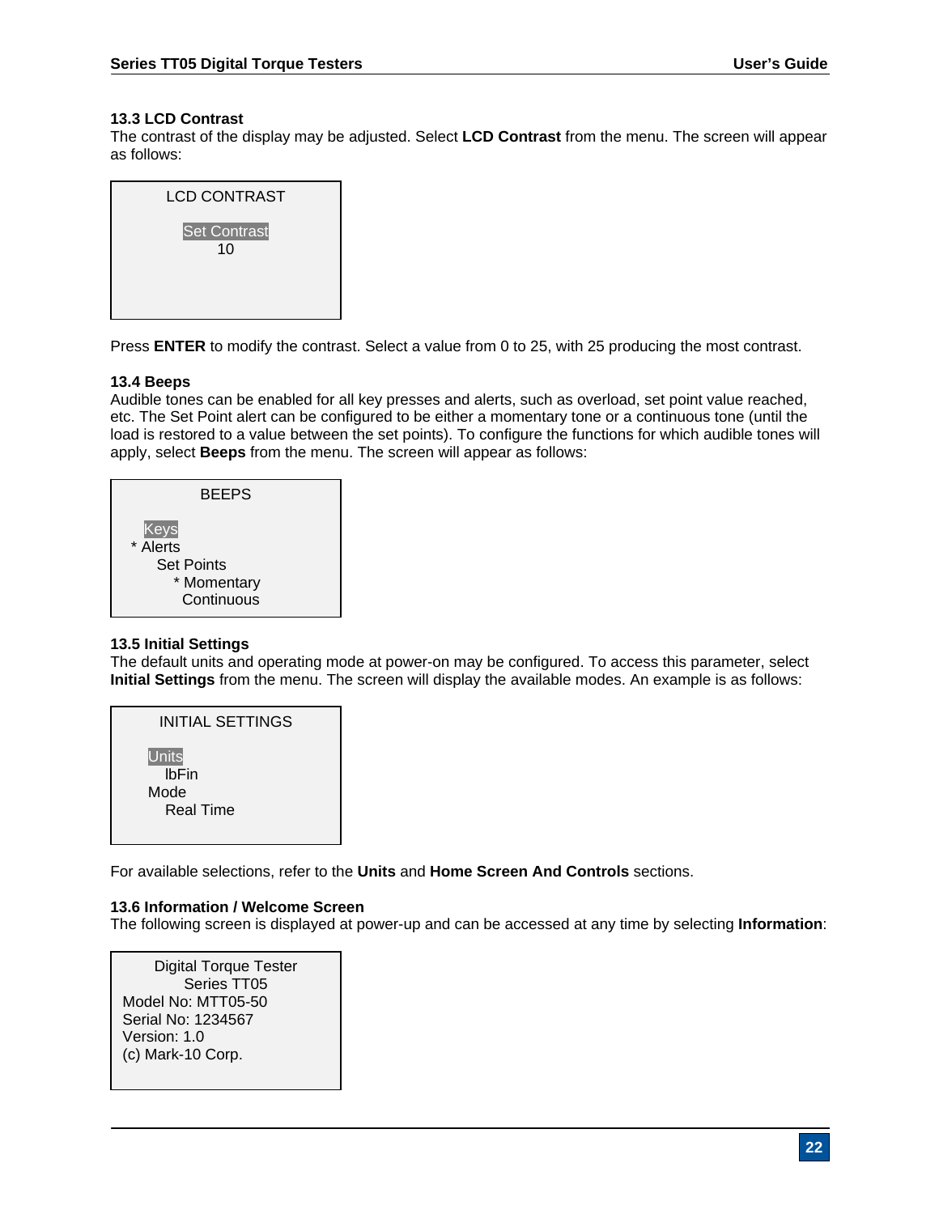### 13.3 LCD Contrast

The contrast of the display may be adjusted. Select **LCD Contrast** from the menu. The screen will appear as follows:

```
LCD CONTRAST

Set Contrast
     10
```

Press **ENTER** to modify the contrast. Select a value from 0 to 25, with 25 producing the most contrast.

### 13.4 Beeps

Audible tones can be enabled for all key presses and alerts, such as overload, set point value reached, etc. The Set Point alert can be configured to be either a momentary tone or a continuous tone (until the load is restored to a value between the set points). To configure the functions for which audible tones will apply, select **Beeps** from the menu. The screen will appear as follows:

```
BEEPS

  Keys
* Alerts
    Set Points
      * Momentary
        Continuous
```

### 13.5 Initial Settings

The default units and operating mode at power-on may be configured. To access this parameter, select **Initial Settings** from the menu. The screen will display the available modes. An example is as follows:

```
INITIAL SETTINGS

Units
  lbFin
Mode
  Real Time
```

For available selections, refer to the **Units** and **Home Screen And Controls** sections.

### 13.6 Information / Welcome Screen

The following screen is displayed at power-up and can be accessed at any time by selecting **Information**:

```
 Digital Torque Tester
     Series TT05
Model No: MTT05-50
Serial No: 1234567
Version: 1.0
(c) Mark-10 Corp.
```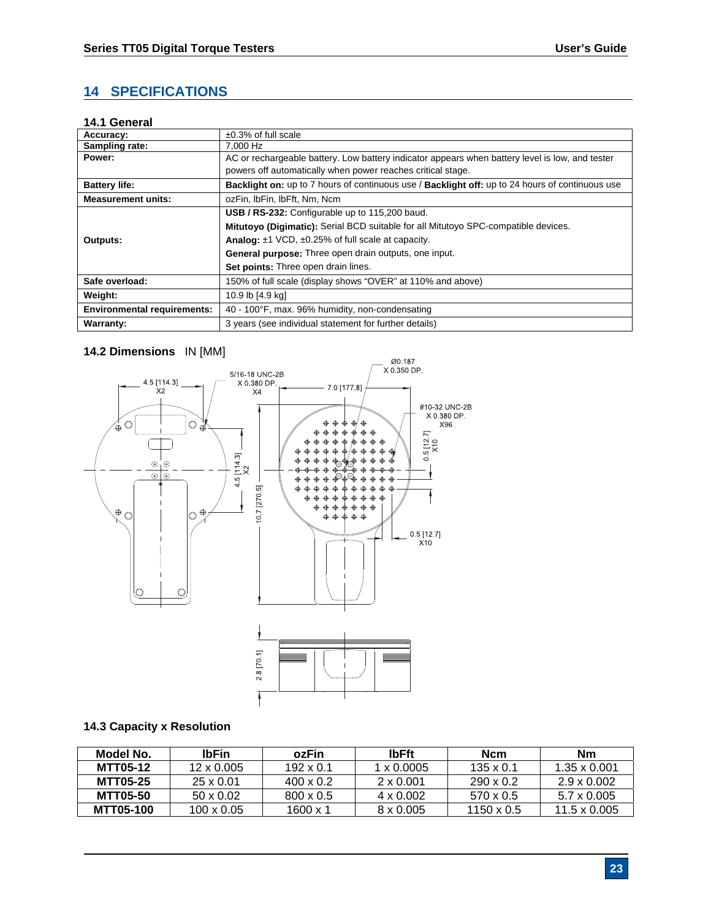# 14 SPECIFICATIONS

## 14.1 General

| | |
|---|---|
| **Accuracy:** | ±0.3% of full scale |
| **Sampling rate:** | 7,000 Hz |
| **Power:** | AC or rechargeable battery. Low battery indicator appears when battery level is low, and tester powers off automatically when power reaches critical stage. |
| **Battery life:** | **Backlight on:** up to 7 hours of continuous use / **Backlight off:** up to 24 hours of continuous use |
| **Measurement units:** | ozFin, lbFin, lbFft, Nm, Ncm |
| **Outputs:** | **USB / RS-232:** Configurable up to 115,200 baud.<br>**Mitutoyo (Digimatic):** Serial BCD suitable for all Mitutoyo SPC-compatible devices.<br>**Analog:** ±1 VCD, ±0.25% of full scale at capacity.<br>**General purpose:** Three open drain outputs, one input.<br>**Set points:** Three open drain lines. |
| **Safe overload:** | 150% of full scale (display shows "OVER" at 110% and above) |
| **Weight:** | 10.9 lb [4.9 kg] |
| **Environmental requirements:** | 40 - 100°F, max. 96% humidity, non-condensating |
| **Warranty:** | 3 years (see individual statement for further details) |

## 14.2 Dimensions IN [MM]

4.5 [114.3] X2

5/16-18 UNC-2B X 0.380 DP. X4

7.0 [177.8]

Ø0.187 X 0.350 DP.

#10-32 UNC-2B X 0.380 DP. X96

0.5 [12.7] X10

4.5 [114.3] X2

10.7 [270.5]

0.5 [12.7] X10

2.8 [70.1]

## 14.3 Capacity x Resolution

| Model No. | lbFin | ozFin | lbFft | Ncm | Nm |
|---|---|---|---|---|---|
| **MTT05-12** | 12 x 0.005 | 192 x 0.1 | 1 x 0.0005 | 135 x 0.1 | 1.35 x 0.001 |
| **MTT05-25** | 25 x 0.01 | 400 x 0.2 | 2 x 0.001 | 290 x 0.2 | 2.9 x 0.002 |
| **MTT05-50** | 50 x 0.02 | 800 x 0.5 | 4 x 0.002 | 570 x 0.5 | 5.7 x 0.005 |
| **MTT05-100** | 100 x 0.05 | 1600 x 1 | 8 x 0.005 | 1150 x 0.5 | 11.5 x 0.005 |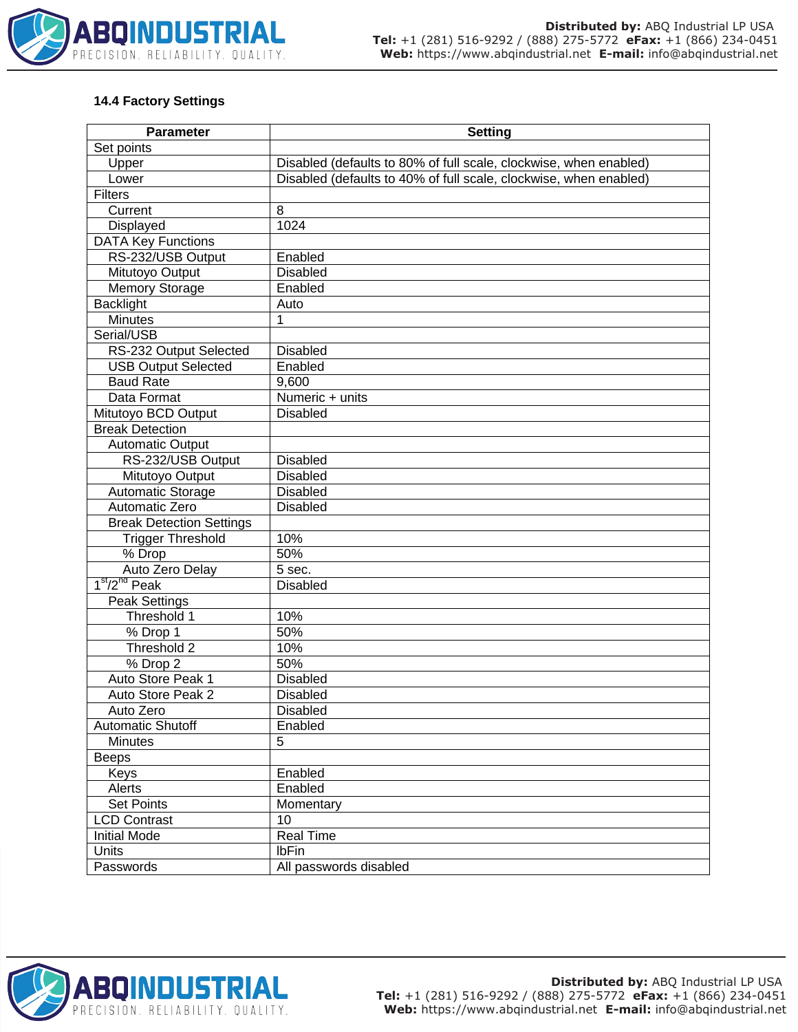### 14.4 Factory Settings

| Parameter | Setting |
|---|---|
| Set points | |
| Upper | Disabled (defaults to 80% of full scale, clockwise, when enabled) |
| Lower | Disabled (defaults to 40% of full scale, clockwise, when enabled) |
| Filters | |
| Current | 8 |
| Displayed | 1024 |
| DATA Key Functions | |
| RS-232/USB Output | Enabled |
| Mitutoyo Output | Disabled |
| Memory Storage | Enabled |
| Backlight | Auto |
| Minutes | 1 |
| Serial/USB | |
| RS-232 Output Selected | Disabled |
| USB Output Selected | Enabled |
| Baud Rate | 9,600 |
| Data Format | Numeric + units |
| Mitutoyo BCD Output | Disabled |
| Break Detection | |
| Automatic Output | |
| RS-232/USB Output | Disabled |
| Mitutoyo Output | Disabled |
| Automatic Storage | Disabled |
| Automatic Zero | Disabled |
| Break Detection Settings | |
| Trigger Threshold | 10% |
| % Drop | 50% |
| Auto Zero Delay | 5 sec. |
| 1st/2nd Peak | Disabled |
| Peak Settings | |
| Threshold 1 | 10% |
| % Drop 1 | 50% |
| Threshold 2 | 10% |
| % Drop 2 | 50% |
| Auto Store Peak 1 | Disabled |
| Auto Store Peak 2 | Disabled |
| Auto Zero | Disabled |
| Automatic Shutoff | Enabled |
| Minutes | 5 |
| Beeps | |
| Keys | Enabled |
| Alerts | Enabled |
| Set Points | Momentary |
| LCD Contrast | 10 |
| Initial Mode | Real Time |
| Units | lbFin |
| Passwords | All passwords disabled |